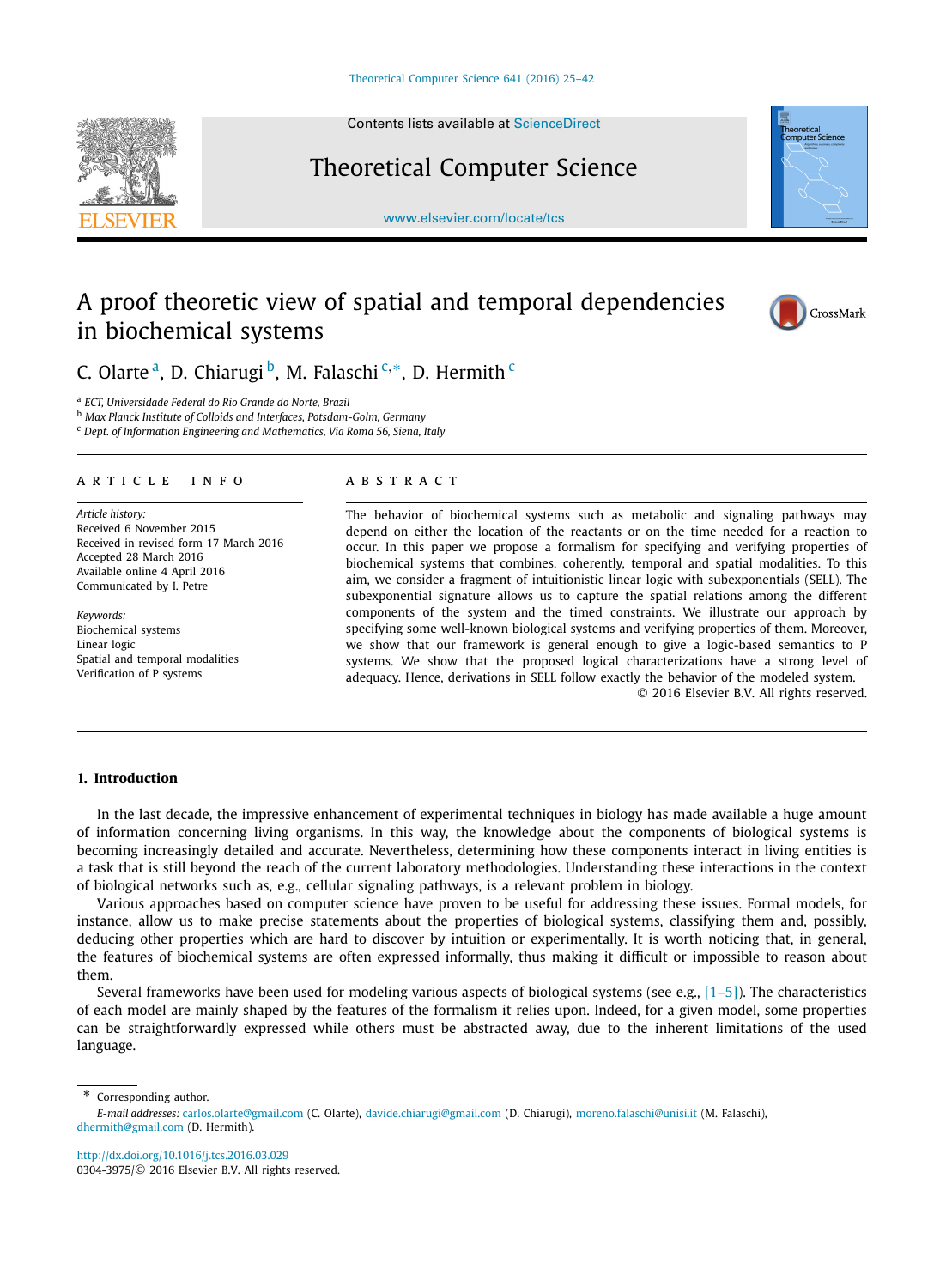# A proof theoretic view of spatial and temporal dependencies in biochemical systems

C. Olarte [a], D. Chiarugi [b], M. Falaschi [c,*], D. Hermith [c]

[a] ECT, Universidade Federal do Rio Grande do Norte, Brazil
[b] Max Planck Institute of Colloids and Interfaces, Potsdam-Golm, Germany
[c] Dept. of Information Engineering and Mathematics, Via Roma 56, Siena, Italy

**ARTICLE INFO**

*Article history:*
Received 6 November 2015
Received in revised form 17 March 2016
Accepted 28 March 2016
Available online 4 April 2016
Communicated by I. Petre

*Keywords:*
Biochemical systems
Linear logic
Spatial and temporal modalities
Verification of P systems

**ABSTRACT**

The behavior of biochemical systems such as metabolic and signaling pathways may depend on either the location of the reactants or on the time needed for a reaction to occur. In this paper we propose a formalism for specifying and verifying properties of biochemical systems that combines, coherently, temporal and spatial modalities. To this aim, we consider a fragment of intuitionistic linear logic with subexponentials (SELL). The subexponential signature allows us to capture the spatial relations among the different components of the system and the timed constraints. We illustrate our approach by specifying some well-known biological systems and verifying properties of them. Moreover, we show that our framework is general enough to give a logic-based semantics to P systems. We show that the proposed logical characterizations have a strong level of adequacy. Hence, derivations in SELL follow exactly the behavior of the modeled system.

© 2016 Elsevier B.V. All rights reserved.

## 1. Introduction

In the last decade, the impressive enhancement of experimental techniques in biology has made available a huge amount of information concerning living organisms. In this way, the knowledge about the components of biological systems is becoming increasingly detailed and accurate. Nevertheless, determining how these components interact in living entities is a task that is still beyond the reach of the current laboratory methodologies. Understanding these interactions in the context of biological networks such as, e.g., cellular signaling pathways, is a relevant problem in biology.

Various approaches based on computer science have proven to be useful for addressing these issues. Formal models, for instance, allow us to make precise statements about the properties of biological systems, classifying them and, possibly, deducing other properties which are hard to discover by intuition or experimentally. It is worth noticing that, in general, the features of biochemical systems are often expressed informally, thus making it difficult or impossible to reason about them.

Several frameworks have been used for modeling various aspects of biological systems (see e.g., [1–5]). The characteristics of each model are mainly shaped by the features of the formalism it relies upon. Indeed, for a given model, some properties can be straightforwardly expressed while others must be abstracted away, due to the inherent limitations of the used language.

\* Corresponding author.
*E-mail addresses:* carlos.olarte@gmail.com (C. Olarte), davide.chiarugi@gmail.com (D. Chiarugi), moreno.falaschi@unisi.it (M. Falaschi), dhermith@gmail.com (D. Hermith).

http://dx.doi.org/10.1016/j.tcs.2016.03.029
0304-3975/© 2016 Elsevier B.V. All rights reserved.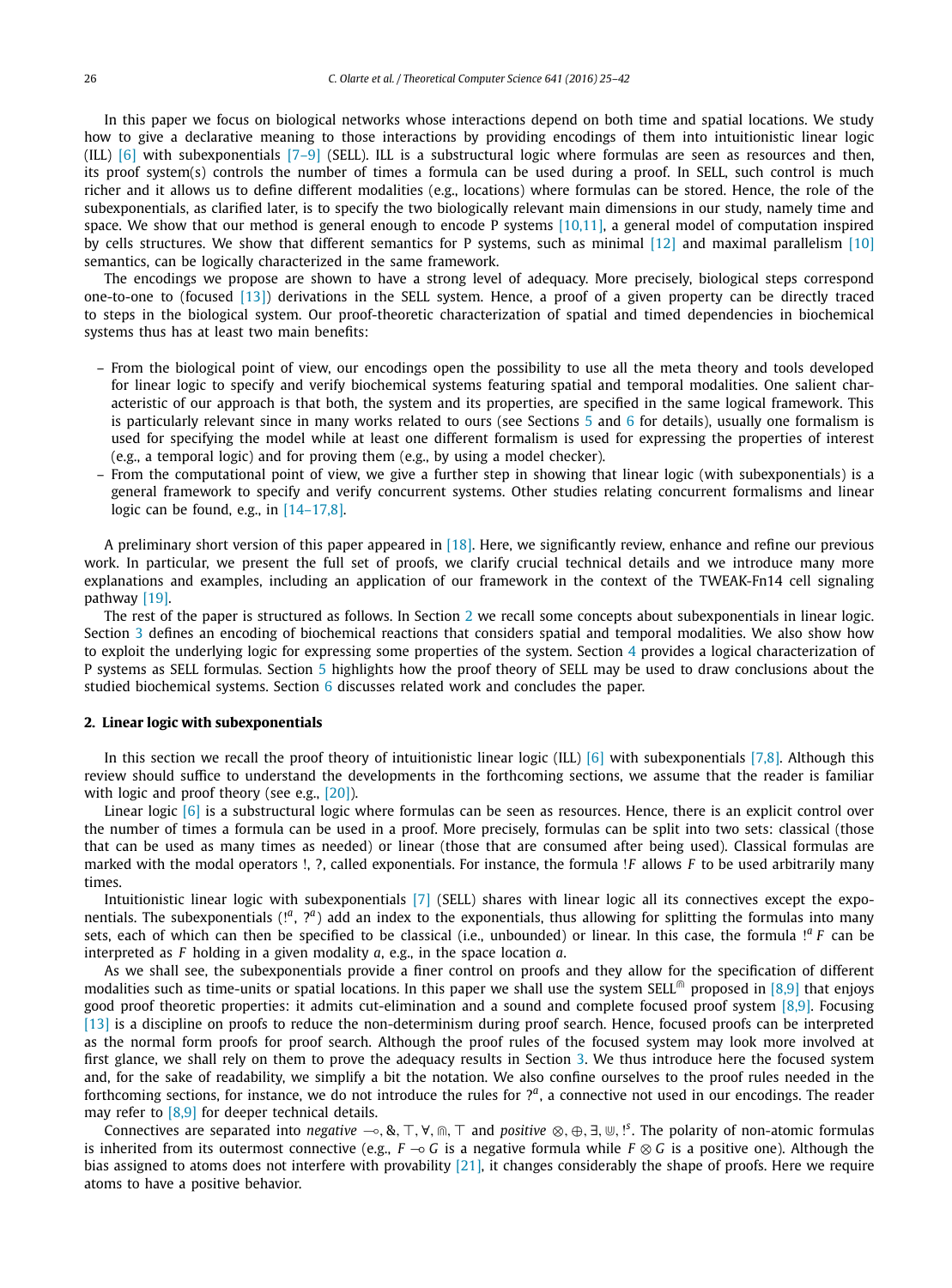In this paper we focus on biological networks whose interactions depend on both time and spatial locations. We study how to give a declarative meaning to those interactions by providing encodings of them into intuitionistic linear logic (ILL) [6] with subexponentials [7–9] (SELL). ILL is a substructural logic where formulas are seen as resources and then, its proof system(s) controls the number of times a formula can be used during a proof. In SELL, such control is much richer and it allows us to define different modalities (e.g., locations) where formulas can be stored. Hence, the role of the subexponentials, as clarified later, is to specify the two biologically relevant main dimensions in our study, namely time and space. We show that our method is general enough to encode P systems [10,11], a general model of computation inspired by cells structures. We show that different semantics for P systems, such as minimal [12] and maximal parallelism [10] semantics, can be logically characterized in the same framework.

The encodings we propose are shown to have a strong level of adequacy. More precisely, biological steps correspond one-to-one to (focused [13]) derivations in the SELL system. Hence, a proof of a given property can be directly traced to steps in the biological system. Our proof-theoretic characterization of spatial and timed dependencies in biochemical systems thus has at least two main benefits:

- From the biological point of view, our encodings open the possibility to use all the meta theory and tools developed for linear logic to specify and verify biochemical systems featuring spatial and temporal modalities. One salient characteristic of our approach is that both, the system and its properties, are specified in the same logical framework. This is particularly relevant since in many works related to ours (see Sections 5 and 6 for details), usually one formalism is used for specifying the model while at least one different formalism is used for expressing the properties of interest (e.g., a temporal logic) and for proving them (e.g., by using a model checker).
- From the computational point of view, we give a further step in showing that linear logic (with subexponentials) is a general framework to specify and verify concurrent systems. Other studies relating concurrent formalisms and linear logic can be found, e.g., in [14–17,8].

A preliminary short version of this paper appeared in [18]. Here, we significantly review, enhance and refine our previous work. In particular, we present the full set of proofs, we clarify crucial technical details and we introduce many more explanations and examples, including an application of our framework in the context of the TWEAK-Fn14 cell signaling pathway [19].

The rest of the paper is structured as follows. In Section 2 we recall some concepts about subexponentials in linear logic. Section 3 defines an encoding of biochemical reactions that considers spatial and temporal modalities. We also show how to exploit the underlying logic for expressing some properties of the system. Section 4 provides a logical characterization of P systems as SELL formulas. Section 5 highlights how the proof theory of SELL may be used to draw conclusions about the studied biochemical systems. Section 6 discusses related work and concludes the paper.

## 2. Linear logic with subexponentials

In this section we recall the proof theory of intuitionistic linear logic (ILL) [6] with subexponentials [7,8]. Although this review should suffice to understand the developments in the forthcoming sections, we assume that the reader is familiar with logic and proof theory (see e.g., [20]).

Linear logic [6] is a substructural logic where formulas can be seen as resources. Hence, there is an explicit control over the number of times a formula can be used in a proof. More precisely, formulas can be split into two sets: classical (those that can be used as many times as needed) or linear (those that are consumed after being used). Classical formulas are marked with the modal operators !, ?, called exponentials. For instance, the formula $!F$ allows $F$ to be used arbitrarily many times.

Intuitionistic linear logic with subexponentials [7] (SELL) shares with linear logic all its connectives except the exponentials. The subexponentials ($!^a$, $?^a$) add an index to the exponentials, thus allowing for splitting the formulas into many sets, each of which can then be specified to be classical (i.e., unbounded) or linear. In this case, the formula $!^a F$ can be interpreted as $F$ holding in a given modality $a$, e.g., in the space location $a$.

As we shall see, the subexponentials provide a finer control on proofs and they allow for the specification of different modalities such as time-units or spatial locations. In this paper we shall use the system SELL$^{\Cap}$ proposed in [8,9] that enjoys good proof theoretic properties: it admits cut-elimination and a sound and complete focused proof system [8,9]. Focusing [13] is a discipline on proofs to reduce the non-determinism during proof search. Hence, focused proofs can be interpreted as the normal form proofs for proof search. Although the proof rules of the focused system may look more involved at first glance, we shall rely on them to prove the adequacy results in Section 3. We thus introduce here the focused system and, for the sake of readability, we simplify a bit the notation. We also confine ourselves to the proof rules needed in the forthcoming sections, for instance, we do not introduce the rules for $?^a$, a connective not used in our encodings. The reader may refer to [8,9] for deeper technical details.

Connectives are separated into *negative* $\multimap, \&, \top, \forall, \Cap, \top$ and *positive* $\otimes, \oplus, \exists, \Cup, !^s$. The polarity of non-atomic formulas is inherited from its outermost connective (e.g., $F \multimap G$ is a negative formula while $F \otimes G$ is a positive one). Although the bias assigned to atoms does not interfere with provability [21], it changes considerably the shape of proofs. Here we require atoms to have a positive behavior.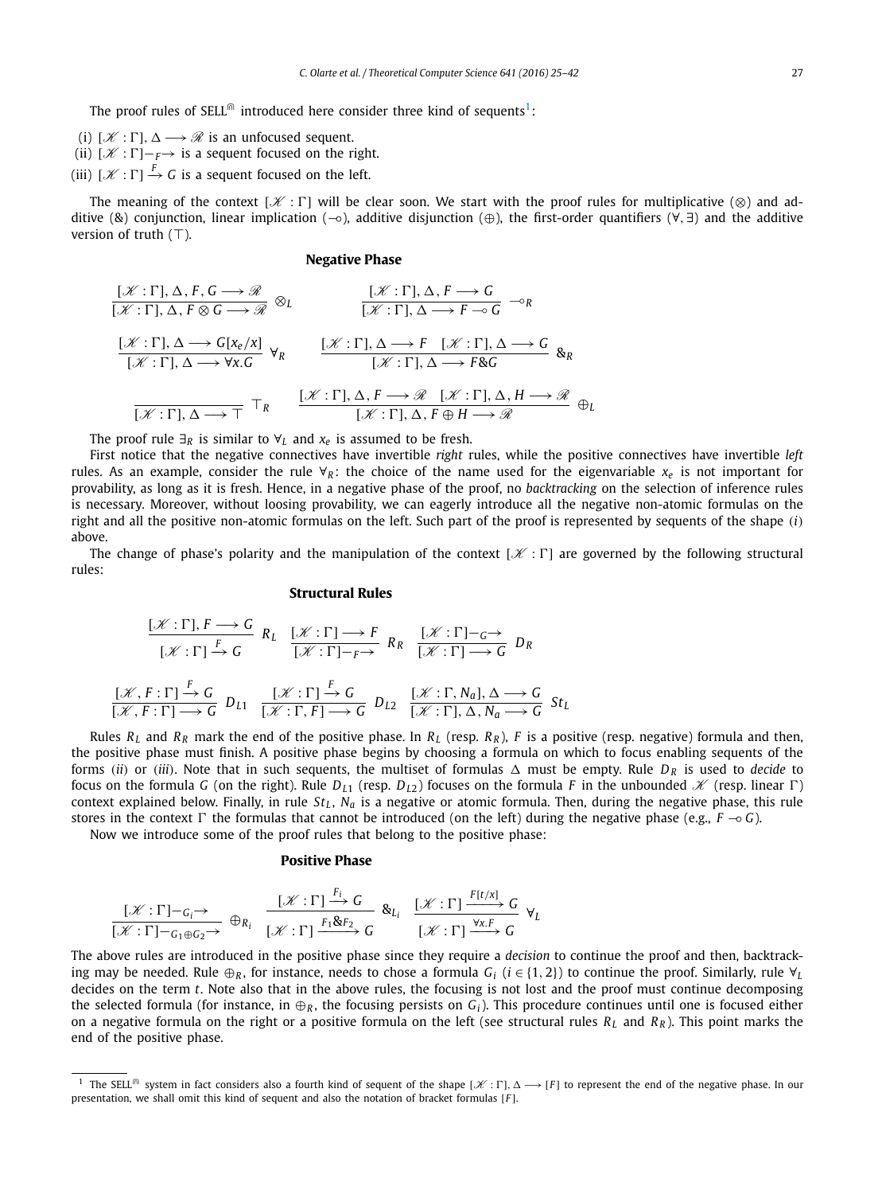The proof rules of SELL$^{\Cap}$ introduced here consider three kind of sequents[1]:

(i) $[\mathscr{K} : \Gamma], \Delta \longrightarrow \mathscr{R}$ is an unfocused sequent.
(ii) $[\mathscr{K} : \Gamma] -_F\!\!\rightarrow$ is a sequent focused on the right.
(iii) $[\mathscr{K} : \Gamma] \xrightarrow{F} G$ is a sequent focused on the left.

The meaning of the context $[\mathscr{K} : \Gamma]$ will be clear soon. We start with the proof rules for multiplicative ($\otimes$) and additive (&) conjunction, linear implication ($\multimap$), additive disjunction ($\oplus$), the first-order quantifiers ($\forall, \exists$) and the additive version of truth ($\top$).

**Negative Phase**

$$
\frac{[\mathscr{K} : \Gamma], \Delta, F, G \longrightarrow \mathscr{R}}{[\mathscr{K} : \Gamma], \Delta, F \otimes G \longrightarrow \mathscr{R}} \otimes_L
\qquad
\frac{[\mathscr{K} : \Gamma], \Delta, F \longrightarrow G}{[\mathscr{K} : \Gamma], \Delta \longrightarrow F \multimap G} \multimap_R
$$

$$
\frac{[\mathscr{K} : \Gamma], \Delta \longrightarrow G[x_e/x]}{[\mathscr{K} : \Gamma], \Delta \longrightarrow \forall x.G} \forall_R
\qquad
\frac{[\mathscr{K} : \Gamma], \Delta \longrightarrow F \quad [\mathscr{K} : \Gamma], \Delta \longrightarrow G}{[\mathscr{K} : \Gamma], \Delta \longrightarrow F \& G} \&_R
$$

$$
\frac{}{[\mathscr{K} : \Gamma], \Delta \longrightarrow \top} \top_R
\qquad
\frac{[\mathscr{K} : \Gamma], \Delta, F \longrightarrow \mathscr{R} \quad [\mathscr{K} : \Gamma], \Delta, H \longrightarrow \mathscr{R}}{[\mathscr{K} : \Gamma], \Delta, F \oplus H \longrightarrow \mathscr{R}} \oplus_L
$$

The proof rule $\exists_R$ is similar to $\forall_L$ and $x_e$ is assumed to be fresh.

First notice that the negative connectives have invertible *right* rules, while the positive connectives have invertible *left* rules. As an example, consider the rule $\forall_R$: the choice of the name used for the eigenvariable $x_e$ is not important for provability, as long as it is fresh. Hence, in a negative phase of the proof, no *backtracking* on the selection of inference rules is necessary. Moreover, without loosing provability, we can eagerly introduce all the negative non-atomic formulas on the right and all the positive non-atomic formulas on the left. Such part of the proof is represented by sequents of the shape (*i*) above.

The change of phase's polarity and the manipulation of the context $[\mathscr{K} : \Gamma]$ are governed by the following structural rules:

**Structural Rules**

$$
\frac{[\mathscr{K} : \Gamma], F \longrightarrow G}{[\mathscr{K} : \Gamma] \xrightarrow{F} G} R_L
\quad
\frac{[\mathscr{K} : \Gamma] \longrightarrow F}{[\mathscr{K} : \Gamma] -_F\!\!\rightarrow} R_R
\quad
\frac{[\mathscr{K} : \Gamma] -_G\!\!\rightarrow}{[\mathscr{K} : \Gamma] \longrightarrow G} D_R
$$

$$
\frac{[\mathscr{K}, F : \Gamma] \xrightarrow{F} G}{[\mathscr{K}, F : \Gamma] \longrightarrow G} D_{L1}
\quad
\frac{[\mathscr{K} : \Gamma] \xrightarrow{F} G}{[\mathscr{K} : \Gamma, F] \longrightarrow G} D_{L2}
\quad
\frac{[\mathscr{K} : \Gamma, N_a], \Delta \longrightarrow G}{[\mathscr{K} : \Gamma], \Delta, N_a \longrightarrow G} St_L
$$

Rules $R_L$ and $R_R$ mark the end of the positive phase. In $R_L$ (resp. $R_R$), $F$ is a positive (resp. negative) formula and then, the positive phase must finish. A positive phase begins by choosing a formula on which to focus enabling sequents of the forms (*ii*) or (*iii*). Note that in such sequents, the multiset of formulas $\Delta$ must be empty. Rule $D_R$ is used to *decide* to focus on the formula $G$ (on the right). Rule $D_{L1}$ (resp. $D_{L2}$) focuses on the formula $F$ in the unbounded $\mathscr{K}$ (resp. linear $\Gamma$) context explained below. Finally, in rule $St_L$, $N_a$ is a negative or atomic formula. Then, during the negative phase, this rule stores in the context $\Gamma$ the formulas that cannot be introduced (on the left) during the negative phase (e.g., $F \multimap G$).

Now we introduce some of the proof rules that belong to the positive phase:

**Positive Phase**

$$
\frac{[\mathscr{K} : \Gamma] -_{G_i}\!\!\rightarrow}{[\mathscr{K} : \Gamma] -_{G_1 \oplus G_2}\!\!\rightarrow} \oplus_{R_i}
\quad
\frac{[\mathscr{K} : \Gamma] \xrightarrow{F_i} G}{[\mathscr{K} : \Gamma] \xrightarrow{F_1 \& F_2} G} \&_{L_i}
\quad
\frac{[\mathscr{K} : \Gamma] \xrightarrow{F[t/x]} G}{[\mathscr{K} : \Gamma] \xrightarrow{\forall x.F} G} \forall_L
$$

The above rules are introduced in the positive phase since they require a *decision* to continue the proof and then, backtracking may be needed. Rule $\oplus_R$, for instance, needs to chose a formula $G_i$ ($i \in \{1, 2\}$) to continue the proof. Similarly, rule $\forall_L$ decides on the term $t$. Note also that in the above rules, the focusing is not lost and the proof must continue decomposing the selected formula (for instance, in $\oplus_R$, the focusing persists on $G_i$). This procedure continues until one is focused either on a negative formula on the right or a positive formula on the left (see structural rules $R_L$ and $R_R$). This point marks the end of the positive phase.

[1] The SELL$^{\Cap}$ system in fact considers also a fourth kind of sequent of the shape $[\mathscr{K} : \Gamma], \Delta \longrightarrow [F]$ to represent the end of the negative phase. In our presentation, we shall omit this kind of sequent and also the notation of bracket formulas $[F]$.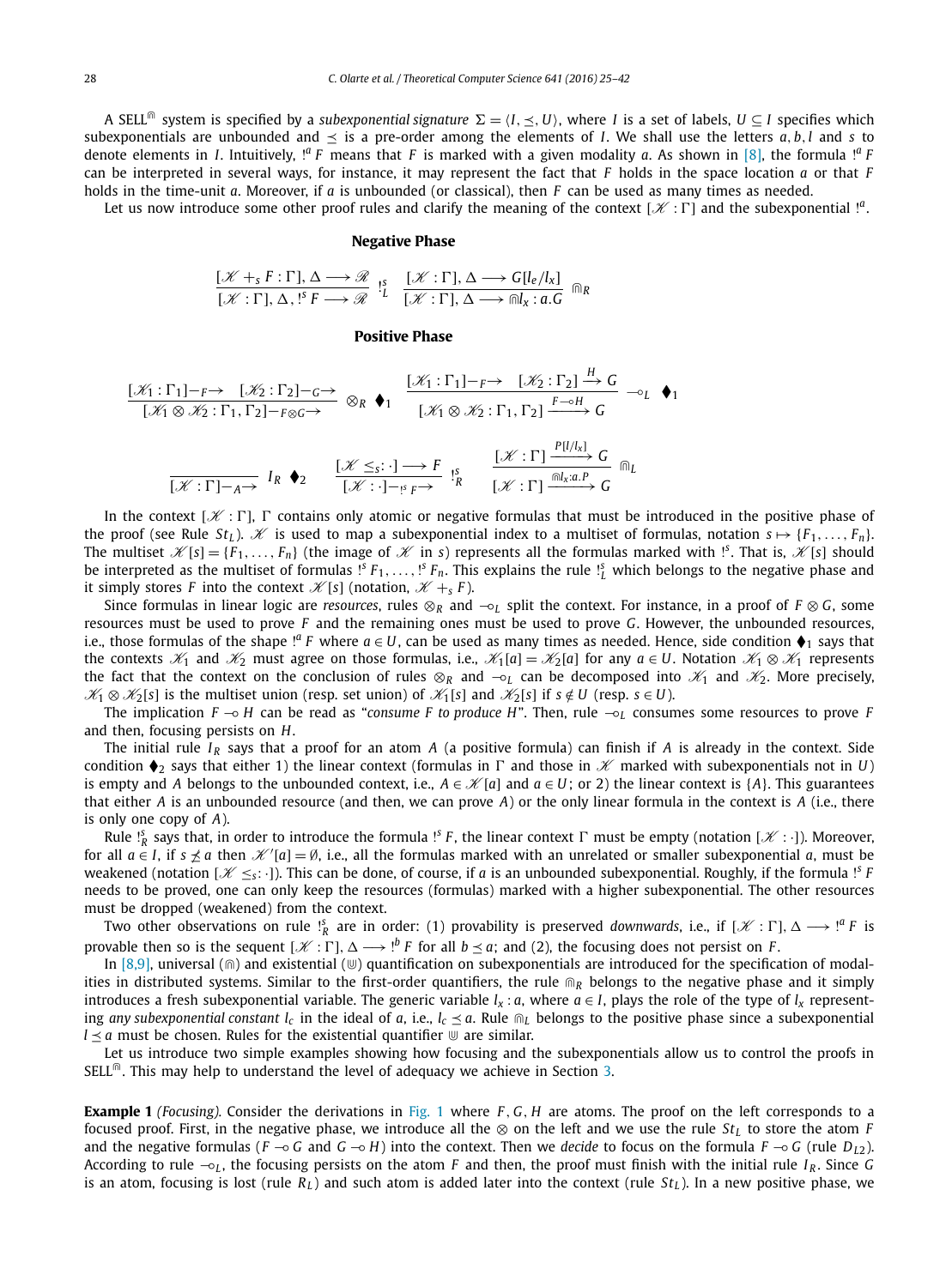A SELL$^{\Cap}$ system is specified by a *subexponential signature* $\Sigma = \langle I, \preceq, U\rangle$, where $I$ is a set of labels, $U \subseteq I$ specifies which subexponentials are unbounded and $\preceq$ is a pre-order among the elements of $I$. We shall use the letters $a, b, l$ and $s$ to denote elements in $I$. Intuitively, $!^a F$ means that $F$ is marked with a given modality $a$. As shown in [8], the formula $!^a F$ can be interpreted in several ways, for instance, it may represent the fact that $F$ holds in the space location $a$ or that $F$ holds in the time-unit $a$. Moreover, if $a$ is unbounded (or classical), then $F$ can be used as many times as needed.

Let us now introduce some other proof rules and clarify the meaning of the context $[\mathscr{K} : \Gamma]$ and the subexponential $!^a$.

**Negative Phase**

$$\frac{[\mathscr{K} +_s F : \Gamma], \Delta \longrightarrow \mathscr{R}}{[\mathscr{K} : \Gamma], \Delta, !^s F \longrightarrow \mathscr{R}}\ !^s_L \qquad \frac{[\mathscr{K} : \Gamma], \Delta \longrightarrow G[l_e/l_x]}{[\mathscr{K} : \Gamma], \Delta \longrightarrow \Cap l_x : a.G}\ \Cap_R$$

**Positive Phase**

$$\frac{[\mathscr{K}_1 : \Gamma_1] -_F\!\!\rightarrow \quad [\mathscr{K}_2 : \Gamma_2] -_G\!\!\rightarrow}{[\mathscr{K}_1 \otimes \mathscr{K}_2 : \Gamma_1, \Gamma_2] -_{F\otimes G}\!\!\rightarrow}\ \otimes_R\ \blacklozenge_1 \qquad \frac{[\mathscr{K}_1 : \Gamma_1] -_F\!\!\rightarrow \quad [\mathscr{K}_2 : \Gamma_2] \xrightarrow{H} G}{[\mathscr{K}_1 \otimes \mathscr{K}_2 : \Gamma_1, \Gamma_2] \xrightarrow{F \multimap H} G}\ \multimap_L\ \blacklozenge_1$$

$$\frac{}{[\mathscr{K} : \Gamma] -_A\!\!\rightarrow}\ I_R\ \blacklozenge_2 \qquad \frac{[\mathscr{K} \leq_s : \cdot] \longrightarrow F}{[\mathscr{K} : \cdot] -_{!^s F}\!\!\rightarrow}\ !^s_R \qquad \frac{[\mathscr{K} : \Gamma] \xrightarrow{P[l/l_x]} G}{[\mathscr{K} : \Gamma] \xrightarrow{\Cap l_x : a.P} G}\ \Cap_L$$

In the context $[\mathscr{K} : \Gamma]$, $\Gamma$ contains only atomic or negative formulas that must be introduced in the positive phase of the proof (see Rule $St_L$). $\mathscr{K}$ is used to map a subexponential index to a multiset of formulas, notation $s \mapsto \{F_1, \dots, F_n\}$. The multiset $\mathscr{K}[s] = \{F_1, \dots, F_n\}$ (the image of $\mathscr{K}$ in $s$) represents all the formulas marked with $!^s$. That is, $\mathscr{K}[s]$ should be interpreted as the multiset of formulas $!^s F_1, \dots, !^s F_n$. This explains the rule $!^s_L$ which belongs to the negative phase and it simply stores $F$ into the context $\mathscr{K}[s]$ (notation, $\mathscr{K} +_s F$).

Since formulas in linear logic are *resources*, rules $\otimes_R$ and $\multimap_L$ split the context. For instance, in a proof of $F \otimes G$, some resources must be used to prove $F$ and the remaining ones must be used to prove $G$. However, the unbounded resources, i.e., those formulas of the shape $!^a F$ where $a \in U$, can be used as many times as needed. Hence, side condition $\blacklozenge_1$ says that the contexts $\mathscr{K}_1$ and $\mathscr{K}_2$ must agree on those formulas, i.e., $\mathscr{K}_1[a] = \mathscr{K}_2[a]$ for any $a \in U$. Notation $\mathscr{K}_1 \otimes \mathscr{K}_1$ represents the fact that the context on the conclusion of rules $\otimes_R$ and $\multimap_L$ can be decomposed into $\mathscr{K}_1$ and $\mathscr{K}_2$. More precisely, $\mathscr{K}_1 \otimes \mathscr{K}_2[s]$ is the multiset union (resp. set union) of $\mathscr{K}_1[s]$ and $\mathscr{K}_2[s]$ if $s \notin U$ (resp. $s \in U$).

The implication $F \multimap H$ can be read as "*consume F to produce H*". Then, rule $\multimap_L$ consumes some resources to prove $F$ and then, focusing persists on $H$.

The initial rule $I_R$ says that a proof for an atom $A$ (a positive formula) can finish if $A$ is already in the context. Side condition $\blacklozenge_2$ says that either 1) the linear context (formulas in $\Gamma$ and those in $\mathscr{K}$ marked with subexponentials not in $U$) is empty and $A$ belongs to the unbounded context, i.e., $A \in \mathscr{K}[a]$ and $a \in U$; or 2) the linear context is $\{A\}$. This guarantees that either $A$ is an unbounded resource (and then, we can prove $A$) or the only linear formula in the context is $A$ (i.e., there is only one copy of $A$).

Rule $!^s_R$ says that, in order to introduce the formula $!^s F$, the linear context $\Gamma$ must be empty (notation $[\mathscr{K} : \cdot]$). Moreover, for all $a \in I$, if $s \not\preceq a$ then $\mathscr{K}'[a] = \emptyset$, i.e., all the formulas marked with an unrelated or smaller subexponential $a$, must be weakened (notation $[\mathscr{K} \leq_s : \cdot]$). This can be done, of course, if $a$ is an unbounded subexponential. Roughly, if the formula $!^s F$ needs to be proved, one can only keep the resources (formulas) marked with a higher subexponential. The other resources must be dropped (weakened) from the context.

Two other observations on rule $!^s_R$ are in order: (1) provability is preserved *downwards*, i.e., if $[\mathscr{K} : \Gamma], \Delta \longrightarrow !^a F$ is provable then so is the sequent $[\mathscr{K} : \Gamma], \Delta \longrightarrow !^b F$ for all $b \preceq a$; and (2), the focusing does not persist on $F$.

In [8,9], universal ($\Cap$) and existential ($\Cup$) quantification on subexponentials are introduced for the specification of modalities in distributed systems. Similar to the first-order quantifiers, the rule $\Cap_R$ belongs to the negative phase and it simply introduces a fresh subexponential variable. The generic variable $l_x : a$, where $a \in I$, plays the role of the type of $l_x$ representing *any subexponential constant* $l_c$ in the ideal of $a$, i.e., $l_c \preceq a$. Rule $\Cap_L$ belongs to the positive phase since a subexponential $l \preceq a$ must be chosen. Rules for the existential quantifier $\Cup$ are similar.

Let us introduce two simple examples showing how focusing and the subexponentials allow us to control the proofs in SELL$^{\Cap}$. This may help to understand the level of adequacy we achieve in Section 3.

**Example 1** *(Focusing).* Consider the derivations in Fig. 1 where $F, G, H$ are atoms. The proof on the left corresponds to a focused proof. First, in the negative phase, we introduce all the $\otimes$ on the left and we use the rule $St_L$ to store the atom $F$ and the negative formulas ($F \multimap G$ and $G \multimap H$) into the context. Then we *decide* to focus on the formula $F \multimap G$ (rule $D_{L2}$). According to rule $\multimap_L$, the focusing persists on the atom $F$ and then, the proof must finish with the initial rule $I_R$. Since $G$ is an atom, focusing is lost (rule $R_L$) and such atom is added later into the context (rule $St_L$). In a new positive phase, we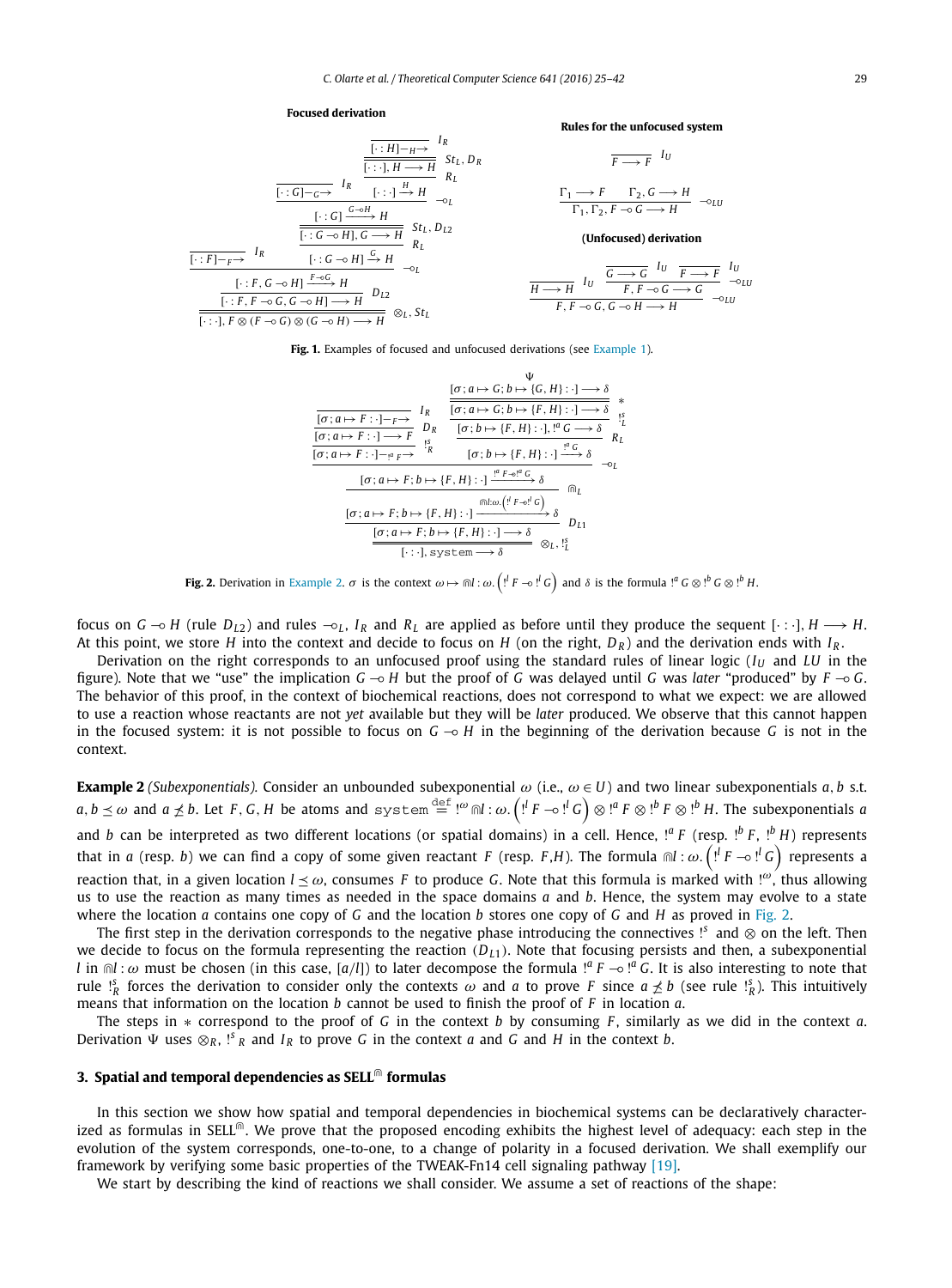**Focused derivation**

$$
\dfrac{\dfrac{}{[\cdot : F]-_F\!\!\rightarrow}\ I_R \qquad \dfrac{\dfrac{\dfrac{}{[\cdot : G]-_G\!\!\rightarrow}\ I_R \qquad \dfrac{\dfrac{\dfrac{}{[\cdot : H]-_H\!\!\rightarrow}\ I_R}{[\cdot : \cdot], H \longrightarrow H}\ St_L, D_R}{[\cdot : \cdot] \xrightarrow{H} H}\ R_L}{\dfrac{[\cdot : G] \xrightarrow{G \multimap H} H}{\dfrac{[\cdot : G \multimap H], G \longrightarrow H}{[\cdot : G \multimap H] \xrightarrow{G} H}\ R_L}\ St_L, D_{L2}}\ \multimap_L}{\dfrac{\dfrac{[\cdot : F, G \multimap H] \xrightarrow{F \multimap G} H}{[\cdot : F, F \multimap G, G \multimap H] \longrightarrow H}\ D_{L2}}{[\cdot : \cdot], F \otimes (F \multimap G) \otimes (G \multimap H) \longrightarrow H}\ \otimes_L, St_L}\ \multimap_L
$$

**Rules for the unfocused system**

$$
\dfrac{}{F \longrightarrow F}\ I_U \qquad \dfrac{\Gamma_1 \longrightarrow F \qquad \Gamma_2, G \longrightarrow H}{\Gamma_1, \Gamma_2, F \multimap G \longrightarrow H}\ \multimap_{LU}
$$

**(Unfocused) derivation**

$$
\dfrac{\dfrac{}{H \longrightarrow H}\ I_U \qquad \dfrac{\dfrac{}{G \longrightarrow G}\ I_U \qquad \dfrac{}{F \longrightarrow F}\ I_U}{F, F \multimap G \longrightarrow G}\ \multimap_{LU}}{F, F \multimap G, G \multimap H \longrightarrow H}\ \multimap_{LU}
$$

**Fig. 1.** Examples of focused and unfocused derivations (see Example 1).

$$
\dfrac{\dfrac{\dfrac{\dfrac{}{[\sigma; a \mapsto F : \cdot]-_F\!\!\rightarrow}\ I_R}{[\sigma; a \mapsto F : \cdot] \longrightarrow F}\ D_R}{[\sigma; a \mapsto F : \cdot]-_{!^a F}\!\!\rightarrow}\ !^s_R \qquad \dfrac{\dfrac{\dfrac{\dfrac{\Psi}{[\sigma; a \mapsto G; b \mapsto \{G, H\} : \cdot] \longrightarrow \delta}}{[\sigma; a \mapsto G; b \mapsto \{F, H\} : \cdot] \longrightarrow \delta}\ *}{[\sigma; b \mapsto \{F, H\} : \cdot], !^a G \longrightarrow \delta}\ !^s_L}{[\sigma; b \mapsto \{F, H\} : \cdot] \xrightarrow{!^a G} \delta}\ R_L}{\dfrac{\dfrac{\dfrac{[\sigma; a \mapsto F; b \mapsto \{F, H\} : \cdot] \xrightarrow{!^a F \multimap !^a G} \delta}{[\sigma; a \mapsto F; b \mapsto \{F, H\} : \cdot] \xrightarrow{\Cap l:\omega.\left(!^l F \multimap !^l G\right)} \delta}\ \Cap_L}{[\sigma; a \mapsto F; b \mapsto \{F, H\} : \cdot] \longrightarrow \delta}\ D_{L1}}{[\cdot : \cdot], \mathtt{system} \longrightarrow \delta}\ \otimes_L, !^s_L}\ \multimap_L
$$

**Fig. 2.** Derivation in Example 2. $\sigma$ is the context $\omega \mapsto \Cap l : \omega. \left(!^l F \multimap !^l G\right)$ and $\delta$ is the formula $!^a G \otimes !^b G \otimes !^b H$.

focus on $G \multimap H$ (rule $D_{L2}$) and rules $\multimap_L$, $I_R$ and $R_L$ are applied as before until they produce the sequent $[\cdot : \cdot], H \longrightarrow H$. At this point, we store $H$ into the context and decide to focus on $H$ (on the right, $D_R$) and the derivation ends with $I_R$.

Derivation on the right corresponds to an unfocused proof using the standard rules of linear logic ($I_U$ and $LU$ in the figure). Note that we "use" the implication $G \multimap H$ but the proof of $G$ was delayed until $G$ was *later* "produced" by $F \multimap G$. The behavior of this proof, in the context of biochemical reactions, does not correspond to what we expect: we are allowed to use a reaction whose reactants are not *yet* available but they will be *later* produced. We observe that this cannot happen in the focused system: it is not possible to focus on $G \multimap H$ in the beginning of the derivation because $G$ is not in the context.

**Example 2** *(Subexponentials).* Consider an unbounded subexponential $\omega$ (i.e., $\omega \in U$) and two linear subexponentials $a, b$ s.t. $a, b \preceq \omega$ and $a \not\preceq b$. Let $F, G, H$ be atoms and $\mathtt{system} \stackrel{\text{def}}{=} !^\omega \Cap l : \omega. \left(!^l F \multimap !^l G\right) \otimes !^a F \otimes !^b F \otimes !^b H$. The subexponentials $a$ and $b$ can be interpreted as two different locations (or spatial domains) in a cell. Hence, $!^a F$ (resp. $!^b F$, $!^b H$) represents that in $a$ (resp. $b$) we can find a copy of some given reactant $F$ (resp. $F$,$H$). The formula $\Cap l : \omega. \left(!^l F \multimap !^l G\right)$ represents a reaction that, in a given location $l \preceq \omega$, consumes $F$ to produce $G$. Note that this formula is marked with $!^\omega$, thus allowing us to use the reaction as many times as needed in the space domains $a$ and $b$. Hence, the system may evolve to a state where the location $a$ contains one copy of $G$ and the location $b$ stores one copy of $G$ and $H$ as proved in Fig. 2.

The first step in the derivation corresponds to the negative phase introducing the connectives $!^s$ and $\otimes$ on the left. Then we decide to focus on the formula representing the reaction ($D_{L1}$). Note that focusing persists and then, a subexponential $l$ in $\Cap l : \omega$ must be chosen (in this case, $[a/l]$) to later decompose the formula $!^a F \multimap !^a G$. It is also interesting to note that rule $!^s_R$ forces the derivation to consider only the contexts $\omega$ and $a$ to prove $F$ since $a \not\preceq b$ (see rule $!^s_R$). This intuitively means that information on the location $b$ cannot be used to finish the proof of $F$ in location $a$.

The steps in $*$ correspond to the proof of $G$ in the context $b$ by consuming $F$, similarly as we did in the context $a$. Derivation $\Psi$ uses $\otimes_R$, $!^s{}_R$ and $I_R$ to prove $G$ in the context $a$ and $G$ and $H$ in the context $b$.

## 3. Spatial and temporal dependencies as SELL$^\Cap$ formulas

In this section we show how spatial and temporal dependencies in biochemical systems can be declaratively characterized as formulas in SELL$^\Cap$. We prove that the proposed encoding exhibits the highest level of adequacy: each step in the evolution of the system corresponds, one-to-one, to a change of polarity in a focused derivation. We shall exemplify our framework by verifying some basic properties of the TWEAK-Fn14 cell signaling pathway [19].

We start by describing the kind of reactions we shall consider. We assume a set of reactions of the shape: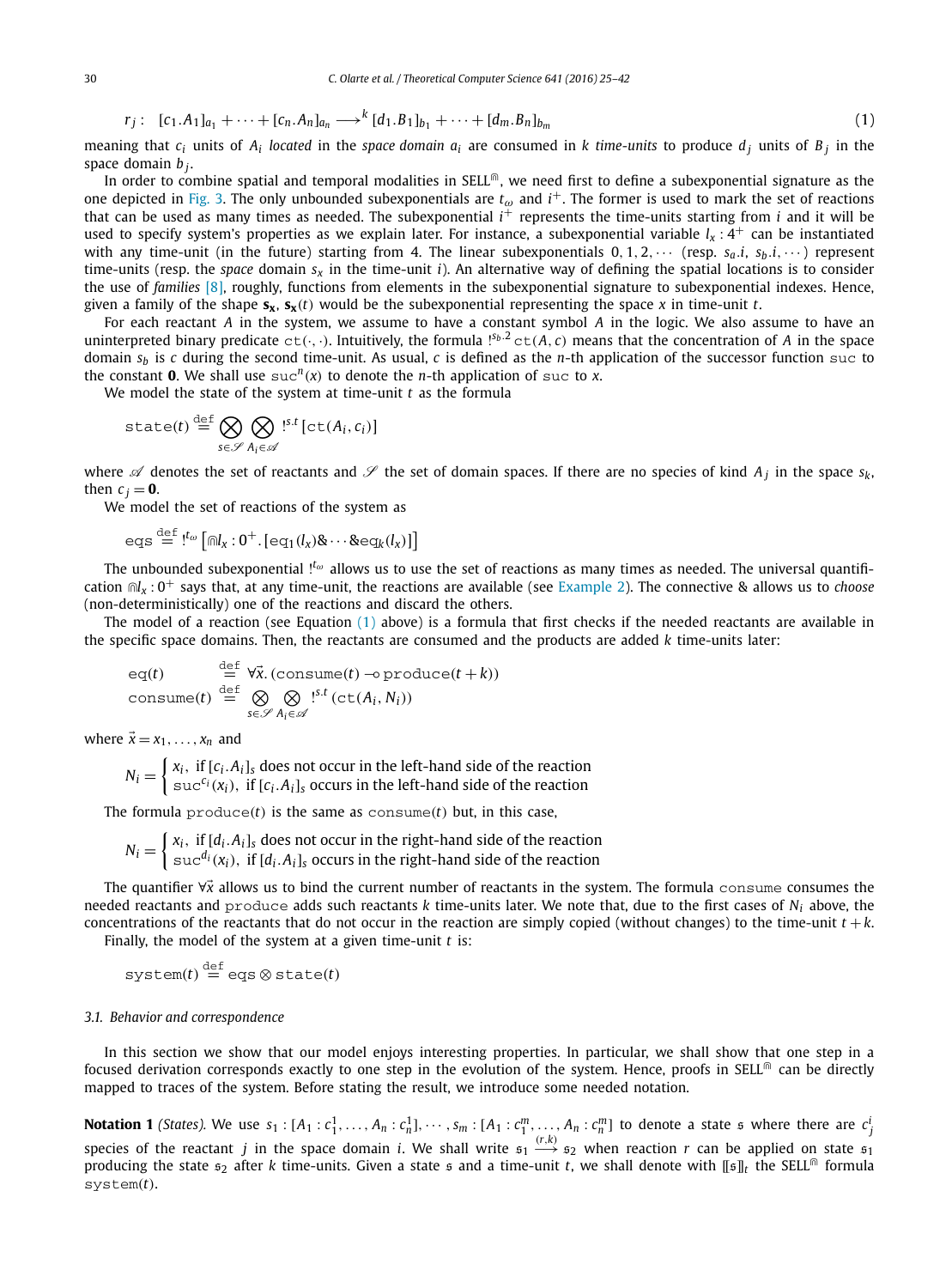$$r_j: \quad [c_1.A_1]_{a_1} + \cdots + [c_n.A_n]_{a_n} \longrightarrow^k [d_1.B_1]_{b_1} + \cdots + [d_m.B_n]_{b_m} \tag{1}$$

meaning that $c_i$ units of $A_i$ *located* in the *space domain* $a_i$ are consumed in $k$ *time-units* to produce $d_j$ units of $B_j$ in the space domain $b_j$.

In order to combine spatial and temporal modalities in SELL$^{\Cap}$, we need first to define a subexponential signature as the one depicted in Fig. 3. The only unbounded subexponentials are $t_\omega$ and $i^+$. The former is used to mark the set of reactions that can be used as many times as needed. The subexponential $i^+$ represents the time-units starting from $i$ and it will be used to specify system's properties as we explain later. For instance, a subexponential variable $l_x : 4^+$ can be instantiated with any time-unit (in the future) starting from 4. The linear subexponentials $0, 1, 2, \cdots$ (resp. $s_a.i$, $s_b.i, \cdots$) represent time-units (resp. the *space* domain $s_x$ in the time-unit $i$). An alternative way of defining the spatial locations is to consider the use of *families* [8], roughly, functions from elements in the subexponential signature to subexponential indexes. Hence, given a family of the shape $\mathbf{s_x}$, $\mathbf{s_x}(t)$ would be the subexponential representing the space $x$ in time-unit $t$.

For each reactant $A$ in the system, we assume to have a constant symbol $A$ in the logic. We also assume to have an uninterpreted binary predicate $\mathtt{ct}(\cdot,\cdot)$. Intuitively, the formula $!^{s_b.2}\,\mathtt{ct}(A, c)$ means that the concentration of $A$ in the space domain $s_b$ is $c$ during the second time-unit. As usual, $c$ is defined as the $n$-th application of the successor function $\mathtt{suc}$ to the constant $\mathbf{0}$. We shall use $\mathtt{suc}^n(x)$ to denote the $n$-th application of $\mathtt{suc}$ to $x$.

We model the state of the system at time-unit $t$ as the formula

$$\mathtt{state}(t) \stackrel{\text{def}}{=} \bigotimes_{s \in \mathscr{S}} \bigotimes_{A_i \in \mathscr{A}} !^{s.t}\,[\mathtt{ct}(A_i, c_i)]$$

where $\mathscr{A}$ denotes the set of reactants and $\mathscr{S}$ the set of domain spaces. If there are no species of kind $A_j$ in the space $s_k$, then $c_j = \mathbf{0}$.

We model the set of reactions of the system as

$$\mathtt{eqs} \stackrel{\text{def}}{=} !^{t_\omega}\left[\Cap l_x : 0^+.\,[\mathtt{eq}_1(l_x) \& \cdots \& \mathtt{eq}_k(l_x)]\right]$$

The unbounded subexponential $!^{t_\omega}$ allows us to use the set of reactions as many times as needed. The universal quantification $\Cap l_x : 0^+$ says that, at any time-unit, the reactions are available (see Example 2). The connective $\&$ allows us to *choose* (non-deterministically) one of the reactions and discard the others.

The model of a reaction (see Equation (1) above) is a formula that first checks if the needed reactants are available in the specific space domains. Then, the reactants are consumed and the products are added $k$ time-units later:

$$\begin{array}{ll} \mathtt{eq}(t) & \stackrel{\text{def}}{=} \forall \vec{x}.\,(\mathtt{consume}(t) \multimap \mathtt{produce}(t+k)) \\ \mathtt{consume}(t) & \stackrel{\text{def}}{=} \bigotimes\limits_{s \in \mathscr{S}} \bigotimes\limits_{A_i \in \mathscr{A}} !^{s.t}\,(\mathtt{ct}(A_i, N_i)) \end{array}$$

where $\vec{x} = x_1, \ldots, x_n$ and

$$N_i = \begin{cases} x_i, & \text{if } [c_i.A_i]_s \text{ does not occur in the left-hand side of the reaction} \\ \mathtt{suc}^{c_i}(x_i), & \text{if } [c_i.A_i]_s \text{ occurs in the left-hand side of the reaction} \end{cases}$$

The formula $\mathtt{produce}(t)$ is the same as $\mathtt{consume}(t)$ but, in this case,

$$N_i = \begin{cases} x_i, & \text{if } [d_i.A_i]_s \text{ does not occur in the right-hand side of the reaction} \\ \mathtt{suc}^{d_i}(x_i), & \text{if } [d_i.A_i]_s \text{ occurs in the right-hand side of the reaction} \end{cases}$$

The quantifier $\forall \vec{x}$ allows us to bind the current number of reactants in the system. The formula $\mathtt{consume}$ consumes the needed reactants and $\mathtt{produce}$ adds such reactants $k$ time-units later. We note that, due to the first cases of $N_i$ above, the concentrations of the reactants that do not occur in the reaction are simply copied (without changes) to the time-unit $t + k$.

Finally, the model of the system at a given time-unit $t$ is:

$$\mathtt{system}(t) \stackrel{\text{def}}{=} \mathtt{eqs} \otimes \mathtt{state}(t)$$

### 3.1. Behavior and correspondence

In this section we show that our model enjoys interesting properties. In particular, we shall show that one step in a focused derivation corresponds exactly to one step in the evolution of the system. Hence, proofs in SELL$^{\Cap}$ can be directly mapped to traces of the system. Before stating the result, we introduce some needed notation.

**Notation 1** *(States).* We use $s_1 : [A_1 : c_1^1, \ldots, A_n : c_n^1], \cdots, s_m : [A_1 : c_1^m, \ldots, A_n : c_n^m]$ to denote a state $\mathfrak{s}$ where there are $c_j^i$ species of the reactant $j$ in the space domain $i$. We shall write $\mathfrak{s}_1 \xrightarrow{(r,k)} \mathfrak{s}_2$ when reaction $r$ can be applied on state $\mathfrak{s}_1$ producing the state $\mathfrak{s}_2$ after $k$ time-units. Given a state $\mathfrak{s}$ and a time-unit $t$, we shall denote with $[\![\mathfrak{s}]\!]_t$ the SELL$^{\Cap}$ formula $\mathtt{system}(t)$.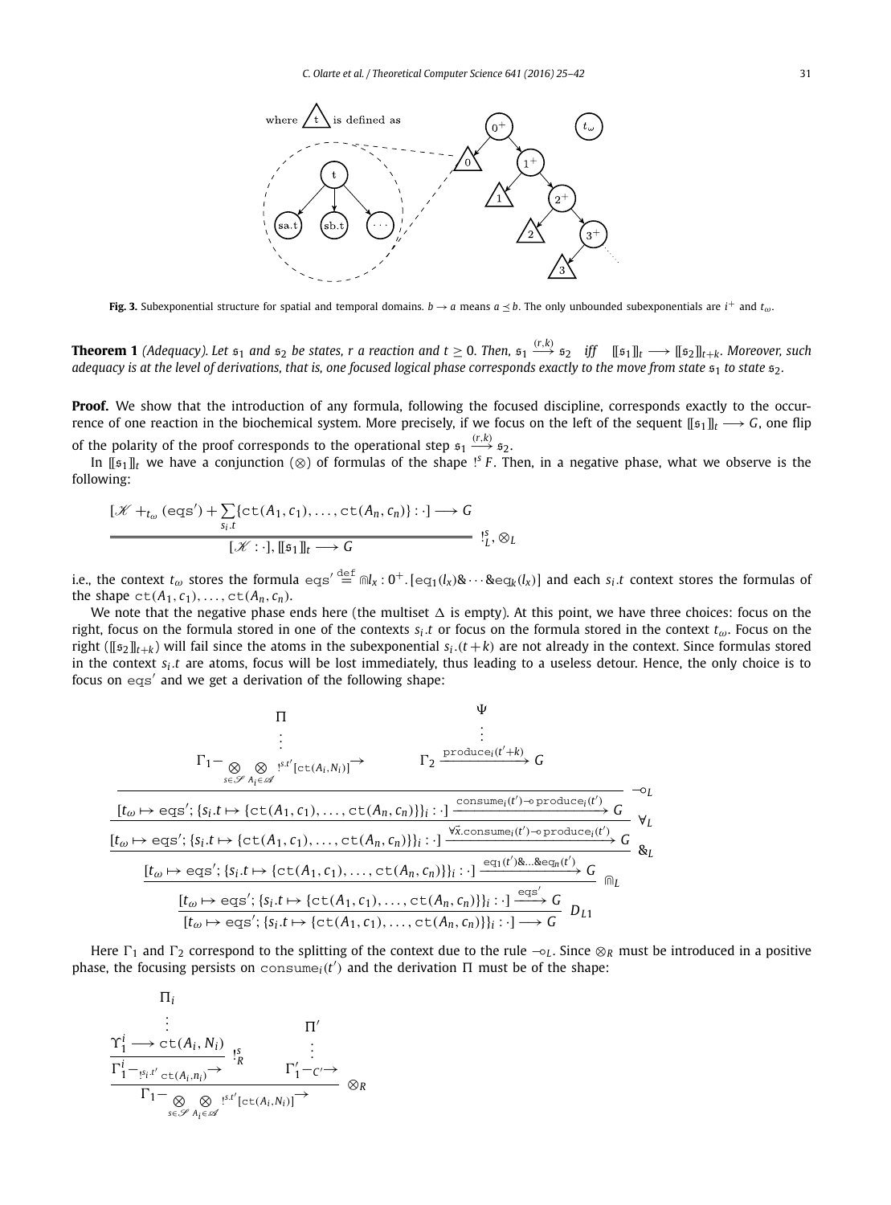**Fig. 3.** Subexponential structure for spatial and temporal domains. $b \to a$ means $a \preceq b$. The only unbounded subexponentials are $i^+$ and $t_\omega$.

**Theorem 1** *(Adequacy). Let $\mathfrak{s}_1$ and $\mathfrak{s}_2$ be states, $r$ a reaction and $t \geq 0$. Then, $\mathfrak{s}_1 \xrightarrow{(r,k)} \mathfrak{s}_2$ iff $[\![\mathfrak{s}_1]\!]_t \longrightarrow [\![\mathfrak{s}_2]\!]_{t+k}$. Moreover, such adequacy is at the level of derivations, that is, one focused logical phase corresponds exactly to the move from state $\mathfrak{s}_1$ to state $\mathfrak{s}_2$.*

**Proof.** We show that the introduction of any formula, following the focused discipline, corresponds exactly to the occurrence of one reaction in the biochemical system. More precisely, if we focus on the left of the sequent $[\![\mathfrak{s}_1]\!]_t \longrightarrow G$, one flip of the polarity of the proof corresponds to the operational step $\mathfrak{s}_1 \xrightarrow{(r,k)} \mathfrak{s}_2$.

In $[\![\mathfrak{s}_1]\!]_t$ we have a conjunction ($\otimes$) of formulas of the shape $!^s F$. Then, in a negative phase, what we observe is the following:

$$\dfrac{[\mathcal{K} +_{t_\omega} (\mathtt{eqs}') + \sum_{s_i.t}\{\mathtt{ct}(A_1,c_1),\ldots,\mathtt{ct}(A_n,c_n)\} : \cdot] \longrightarrow G}{[\mathcal{K} : \cdot], [\![\mathfrak{s}_1]\!]_t \longrightarrow G}\; !^s_L, \otimes_L$$

i.e., the context $t_\omega$ stores the formula $\mathtt{eqs}' \stackrel{\text{def}}{=} \Cap l_x : 0^+ . [\mathtt{eq}_1(l_x) \& \cdots \& \mathtt{eq}_k(l_x)]$ and each $s_i.t$ context stores the formulas of the shape $\mathtt{ct}(A_1,c_1),\ldots,\mathtt{ct}(A_n,c_n)$.

We note that the negative phase ends here (the multiset $\Delta$ is empty). At this point, we have three choices: focus on the right, focus on the formula stored in one of the contexts $s_i.t$ or focus on the formula stored in the context $t_\omega$. Focus on the right ($[\![\mathfrak{s}_2]\!]_{t+k}$) will fail since the atoms in the subexponential $s_i.(t+k)$ are not already in the context. Since formulas stored in the context $s_i.t$ are atoms, focus will be lost immediately, thus leading to a useless detour. Hence, the only choice is to focus on $\mathtt{eqs}'$ and we get a derivation of the following shape:

$$\dfrac{\dfrac{\dfrac{\dfrac{\dfrac{\begin{array}{c}\Pi \\ \vdots \\ \Gamma_1 - \bigotimes_{s\in\mathcal{S}} \bigotimes_{A_i\in\mathcal{A}} !^{s.t'}[\mathtt{ct}(A_i,N_i)] \rightarrow\end{array} \qquad \begin{array}{c}\Psi \\ \vdots \\ \Gamma_2 \xrightarrow{\mathtt{produce}_i(t'+k)} G\end{array}}{[t_\omega \mapsto \mathtt{eqs}'; \{s_i.t \mapsto \{\mathtt{ct}(A_1,c_1),\ldots,\mathtt{ct}(A_n,c_n)\}\}_i : \cdot] \xrightarrow{\mathtt{consume}_i(t') \multimap \mathtt{produce}_i(t')} G}\; \multimap_L}{[t_\omega \mapsto \mathtt{eqs}'; \{s_i.t \mapsto \{\mathtt{ct}(A_1,c_1),\ldots,\mathtt{ct}(A_n,c_n)\}\}_i : \cdot] \xrightarrow{\forall\vec{x}.\mathtt{consume}_i(t') \multimap \mathtt{produce}_i(t')} G}\; \forall_L}{[t_\omega \mapsto \mathtt{eqs}'; \{s_i.t \mapsto \{\mathtt{ct}(A_1,c_1),\ldots,\mathtt{ct}(A_n,c_n)\}\}_i : \cdot] \xrightarrow{\mathtt{eq}_1(t') \& \ldots \& \mathtt{eq}_n(t')} G}\; \&_L}{[t_\omega \mapsto \mathtt{eqs}'; \{s_i.t \mapsto \{\mathtt{ct}(A_1,c_1),\ldots,\mathtt{ct}(A_n,c_n)\}\}_i : \cdot] \xrightarrow{\mathtt{eqs}'} G}\; \Cap_L}{[t_\omega \mapsto \mathtt{eqs}'; \{s_i.t \mapsto \{\mathtt{ct}(A_1,c_1),\ldots,\mathtt{ct}(A_n,c_n)\}\}_i : \cdot] \longrightarrow G}\; D_{L1}$$

Here $\Gamma_1$ and $\Gamma_2$ correspond to the splitting of the context due to the rule $\multimap_L$. Since $\otimes_R$ must be introduced in a positive phase, the focusing persists on $\mathtt{consume}_i(t')$ and the derivation $\Pi$ must be of the shape:

$$\dfrac{\dfrac{\begin{array}{c}\Pi_i \\ \vdots \\ \Upsilon_1^i \longrightarrow \mathtt{ct}(A_i,N_i)\end{array}}{\Gamma_1^i - !^{s_i.t'}\,\mathtt{ct}(A_i,n_i) \rightarrow}\; !^s_R \qquad \begin{array}{c}\Pi' \\ \vdots \\ \Gamma_1' - C' \rightarrow\end{array}}{\Gamma_1 - \bigotimes_{s\in\mathcal{S}} \bigotimes_{A_i\in\mathcal{A}} !^{s.t'}[\mathtt{ct}(A_i,N_i)] \rightarrow}\; \otimes_R$$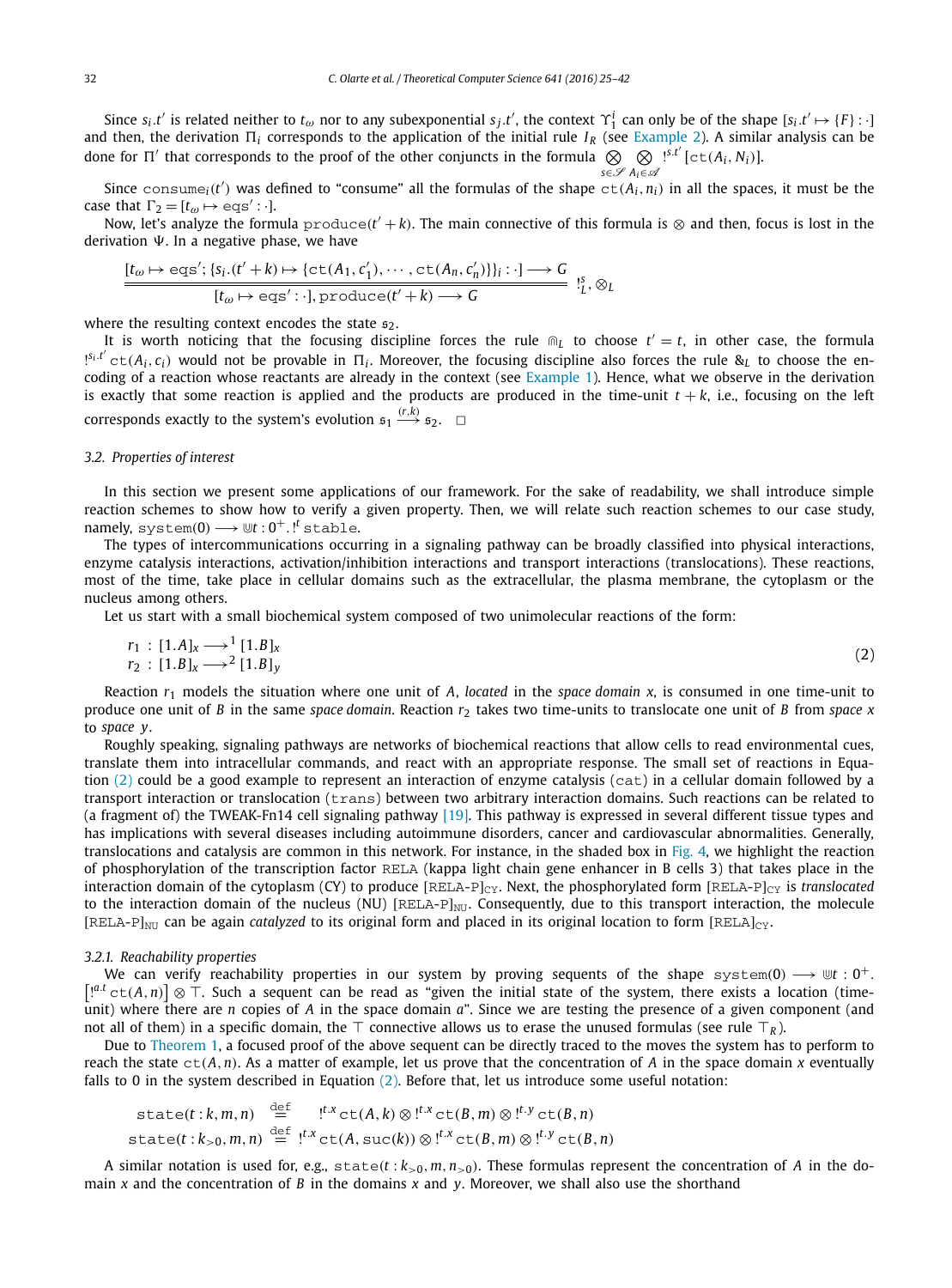Since $s_i.t'$ is related neither to $t_\omega$ nor to any subexponential $s_j.t'$, the context $\Upsilon_1^i$ can only be of the shape $[s_i.t' \mapsto \{F\} : \cdot]$ and then, the derivation $\Pi_i$ corresponds to the application of the initial rule $I_R$ (see Example 2). A similar analysis can be done for $\Pi'$ that corresponds to the proof of the other conjuncts in the formula $\bigotimes_{s \in \mathscr{S}} \bigotimes_{A_i \in \mathscr{A}} !^{s.t'}[\mathtt{ct}(A_i, N_i)]$.

Since $\mathtt{consume}_i(t')$ was defined to "consume" all the formulas of the shape $\mathtt{ct}(A_i, n_i)$ in all the spaces, it must be the case that $\Gamma_2 = [t_\omega \mapsto \mathtt{eqs}' : \cdot]$.

Now, let's analyze the formula $\mathtt{produce}(t' + k)$. The main connective of this formula is $\otimes$ and then, focus is lost in the derivation $\Psi$. In a negative phase, we have

$$\dfrac{[t_\omega \mapsto \mathtt{eqs}'; \{s_i.(t'+k) \mapsto \{\mathtt{ct}(A_1, c_1'), \cdots, \mathtt{ct}(A_n, c_n')\}\}_i : \cdot] \longrightarrow G}{[t_\omega \mapsto \mathtt{eqs}' : \cdot], \mathtt{produce}(t'+k) \longrightarrow G} \; !^s_L, \otimes_L$$

where the resulting context encodes the state $\mathfrak{s}_2$.

It is worth noticing that the focusing discipline forces the rule $\Cap_L$ to choose $t' = t$, in other case, the formula $!^{s_i.t'}\mathtt{ct}(A_i, c_i)$ would not be provable in $\Pi_i$. Moreover, the focusing discipline also forces the rule $\&_L$ to choose the encoding of a reaction whose reactants are already in the context (see Example 1). Hence, what we observe in the derivation is exactly that some reaction is applied and the products are produced in the time-unit $t + k$, i.e., focusing on the left corresponds exactly to the system's evolution $\mathfrak{s}_1 \xrightarrow{(r,k)} \mathfrak{s}_2$. $\square$

### 3.2. Properties of interest

In this section we present some applications of our framework. For the sake of readability, we shall introduce simple reaction schemes to show how to verify a given property. Then, we will relate such reaction schemes to our case study, namely, $\mathtt{system}(0) \longrightarrow \Cup t : 0^+. !^t \mathtt{stable}$.

The types of intercommunications occurring in a signaling pathway can be broadly classified into physical interactions, enzyme catalysis interactions, activation/inhibition interactions and transport interactions (translocations). These reactions, most of the time, take place in cellular domains such as the extracellular, the plasma membrane, the cytoplasm or the nucleus among others.

Let us start with a small biochemical system composed of two unimolecular reactions of the form:

$$\begin{aligned} r_1 &: [1.A]_x \longrightarrow^1 [1.B]_x \\ r_2 &: [1.B]_x \longrightarrow^2 [1.B]_y \end{aligned} \tag{2}$$

Reaction $r_1$ models the situation where one unit of $A$, *located* in the *space domain* $x$, is consumed in one time-unit to produce one unit of $B$ in the same *space domain*. Reaction $r_2$ takes two time-units to translocate one unit of $B$ from *space* $x$ to *space* $y$.

Roughly speaking, signaling pathways are networks of biochemical reactions that allow cells to read environmental cues, translate them into intracellular commands, and react with an appropriate response. The small set of reactions in Equation (2) could be a good example to represent an interaction of enzyme catalysis (cat) in a cellular domain followed by a transport interaction or translocation (trans) between two arbitrary interaction domains. Such reactions can be related to (a fragment of) the TWEAK-Fn14 cell signaling pathway [19]. This pathway is expressed in several different tissue types and has implications with several diseases including autoimmune disorders, cancer and cardiovascular abnormalities. Generally, translocations and catalysis are common in this network. For instance, in the shaded box in Fig. 4, we highlight the reaction of phosphorylation of the transcription factor RELA (kappa light chain gene enhancer in B cells 3) that takes place in the interaction domain of the cytoplasm (CY) to produce $[\mathrm{RELA\text{-}P}]_{\mathrm{CY}}$. Next, the phosphorylated form $[\mathrm{RELA\text{-}P}]_{\mathrm{CY}}$ is *translocated* to the interaction domain of the nucleus (NU) $[\mathrm{RELA\text{-}P}]_{\mathrm{NU}}$. Consequently, due to this transport interaction, the molecule $[\mathrm{RELA\text{-}P}]_{\mathrm{NU}}$ can be again *catalyzed* to its original form and placed in its original location to form $[\mathrm{RELA}]_{\mathrm{CY}}$.

#### 3.2.1. Reachability properties

We can verify reachability properties in our system by proving sequents of the shape $\mathtt{system}(0) \longrightarrow \Cup t : 0^+. \left[!^{a.t}\mathtt{ct}(A, n)\right] \otimes \top$. Such a sequent can be read as "given the initial state of the system, there exists a location (time-unit) where there are $n$ copies of $A$ in the space domain $a$". Since we are testing the presence of a given component (and not all of them) in a specific domain, the $\top$ connective allows us to erase the unused formulas (see rule $\top_R$).

Due to Theorem 1, a focused proof of the above sequent can be directly traced to the moves the system has to perform to reach the state $\mathtt{ct}(A, n)$. As a matter of example, let us prove that the concentration of $A$ in the space domain $x$ eventually falls to 0 in the system described in Equation (2). Before that, let us introduce some useful notation:

$$\begin{aligned} \mathtt{state}(t : k, m, n) &\stackrel{\text{def}}{=} \; !^{t.x}\mathtt{ct}(A, k) \otimes !^{t.x}\mathtt{ct}(B, m) \otimes !^{t.y}\mathtt{ct}(B, n) \\ \mathtt{state}(t : k_{>0}, m, n) &\stackrel{\text{def}}{=} \; !^{t.x}\mathtt{ct}(A, \mathtt{suc}(k)) \otimes !^{t.x}\mathtt{ct}(B, m) \otimes !^{t.y}\mathtt{ct}(B, n) \end{aligned}$$

A similar notation is used for, e.g., $\mathtt{state}(t : k_{>0}, m, n_{>0})$. These formulas represent the concentration of $A$ in the domain $x$ and the concentration of $B$ in the domains $x$ and $y$. Moreover, we shall also use the shorthand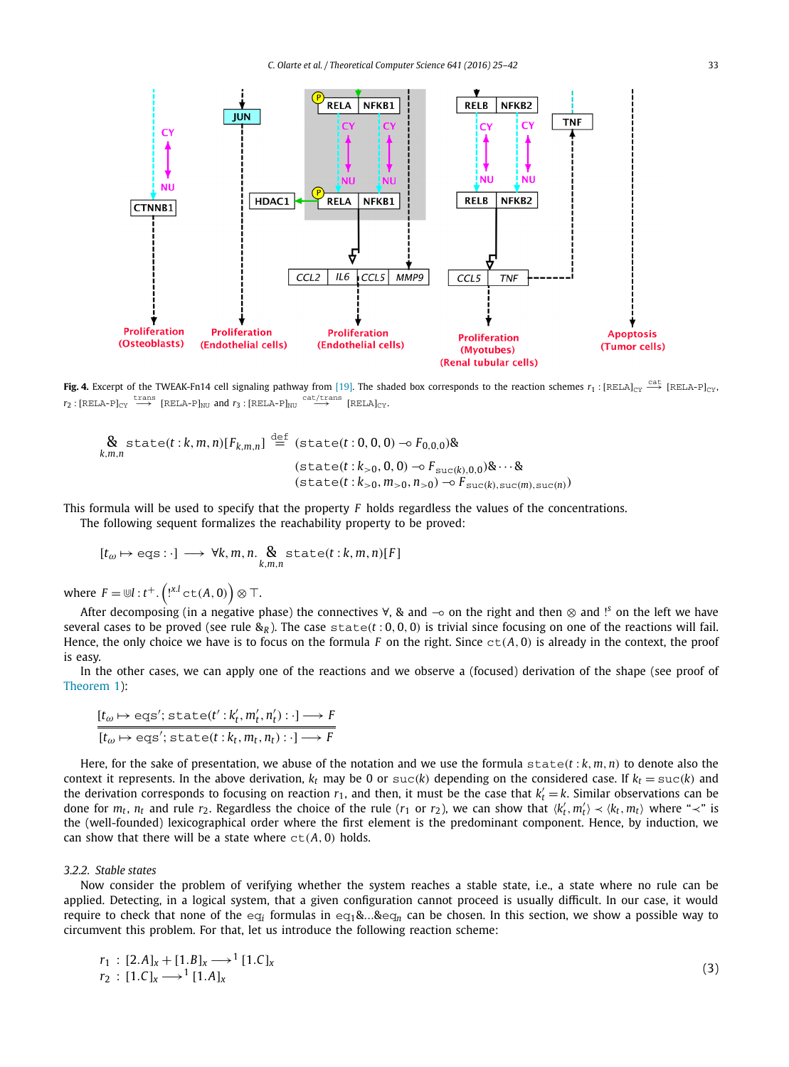**Fig. 4.** Excerpt of the TWEAK-Fn14 cell signaling pathway from [19]. The shaded box corresponds to the reaction schemes $r_1 : [\text{RELA}]_{\text{CY}} \overset{\text{cat}}{\longrightarrow} [\text{RELA-P}]_{\text{CY}}$, $r_2 : [\text{RELA-P}]_{\text{CY}} \overset{\text{trans}}{\longrightarrow} [\text{RELA-P}]_{\text{NU}}$ and $r_3 : [\text{RELA-P}]_{\text{NU}} \overset{\text{cat/trans}}{\longrightarrow} [\text{RELA}]_{\text{CY}}$.

$$\underset{k,m,n}{\&} \ \mathtt{state}(t:k,m,n)[F_{k,m,n}] \overset{\text{def}}{=} (\mathtt{state}(t:0,0,0) \multimap F_{0,0,0})\& \\ (\mathtt{state}(t:k_{>0},0,0) \multimap F_{\mathtt{suc}(k),0,0})\& \cdots \& \\ (\mathtt{state}(t:k_{>0},m_{>0},n_{>0}) \multimap F_{\mathtt{suc}(k),\mathtt{suc}(m),\mathtt{suc}(n)})$$

This formula will be used to specify that the property $F$ holds regardless the values of the concentrations.

The following sequent formalizes the reachability property to be proved:

$$[t_\omega \mapsto \mathtt{eqs} : \cdot] \longrightarrow \forall k, m, n. \underset{k,m,n}{\&} \mathtt{state}(t:k,m,n)[F]$$

where $F = \Cap l : t^+ . \left( !^{x.l} \mathtt{ct}(A, 0) \right) \otimes \top$.

After decomposing (in a negative phase) the connectives $\forall$, $\&$ and $\multimap$ on the right and then $\otimes$ and $!^s$ on the left we have several cases to be proved (see rule $\&_R$). The case $\mathtt{state}(t:0,0,0)$ is trivial since focusing on one of the reactions will fail. Hence, the only choice we have is to focus on the formula $F$ on the right. Since $\mathtt{ct}(A, 0)$ is already in the context, the proof is easy.

In the other cases, we can apply one of the reactions and we observe a (focused) derivation of the shape (see proof of Theorem 1):

$$\frac{[t_\omega \mapsto \mathtt{eqs}'; \mathtt{state}(t':k'_t, m'_t, n'_t) : \cdot] \longrightarrow F}{[t_\omega \mapsto \mathtt{eqs}'; \mathtt{state}(t:k_t, m_t, n_t) : \cdot] \longrightarrow F}$$

Here, for the sake of presentation, we abuse of the notation and we use the formula $\mathtt{state}(t:k,m,n)$ to denote also the context it represents. In the above derivation, $k_t$ may be 0 or $\mathtt{suc}(k)$ depending on the considered case. If $k_t = \mathtt{suc}(k)$ and the derivation corresponds to focusing on reaction $r_1$, and then, it must be the case that $k'_t = k$. Similar observations can be done for $m_t$, $n_t$ and rule $r_2$. Regardless the choice of the rule ($r_1$ or $r_2$), we can show that $\langle k'_t, m'_t \rangle \prec \langle k_t, m_t \rangle$ where "$\prec$" is the (well-founded) lexicographical order where the first element is the predominant component. Hence, by induction, we can show that there will be a state where $\mathtt{ct}(A, 0)$ holds.

### 3.2.2. Stable states

Now consider the problem of verifying whether the system reaches a stable state, i.e., a state where no rule can be applied. Detecting, in a logical system, that a given configuration cannot proceed is usually difficult. In our case, it would require to check that none of the $\mathtt{eq}_i$ formulas in $\mathtt{eq}_1\&\ldots\&\mathtt{eq}_n$ can be chosen. In this section, we show a possible way to circumvent this problem. For that, let us introduce the following reaction scheme:

$$\begin{aligned} r_1 &: [2.A]_x + [1.B]_x \longrightarrow^1 [1.C]_x \\ r_2 &: [1.C]_x \longrightarrow^1 [1.A]_x \end{aligned} \tag{3}$$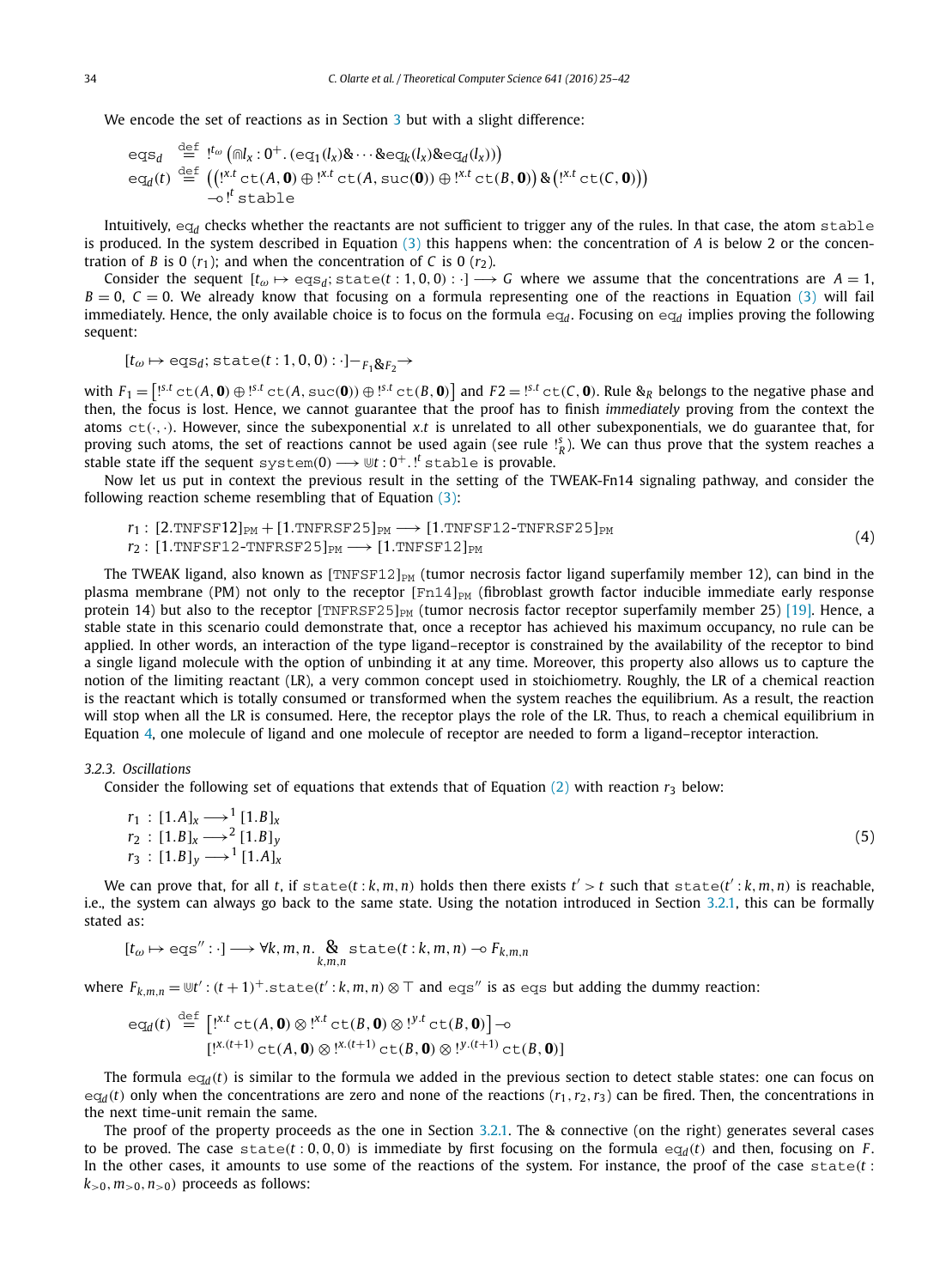We encode the set of reactions as in Section 3 but with a slight difference:

$$
\begin{aligned}
\mathtt{eqs}_d &\stackrel{\text{def}}{=} !^{t_\omega}\left(\Cap l_x : 0^+.\,(\mathtt{eq}_1(l_x) \& \cdots \& \mathtt{eq}_k(l_x) \& \mathtt{eq}_d(l_x))\right) \\
\mathtt{eq}_d(t) &\stackrel{\text{def}}{=} \left(\left(!^{x.t}\,\mathtt{ct}(A,\mathbf{0}) \oplus !^{x.t}\,\mathtt{ct}(A,\mathtt{suc}(\mathbf{0})) \oplus !^{x.t}\,\mathtt{ct}(B,\mathbf{0})\right) \& \left(!^{x.t}\,\mathtt{ct}(C,\mathbf{0})\right)\right) \\
&\quad \multimap !^{t}\,\mathtt{stable}
\end{aligned}
$$

Intuitively, $\mathtt{eq}_d$ checks whether the reactants are not sufficient to trigger any of the rules. In that case, the atom $\mathtt{stable}$ is produced. In the system described in Equation (3) this happens when: the concentration of $A$ is below 2 or the concentration of $B$ is 0 ($r_1$); and when the concentration of $C$ is 0 ($r_2$).

Consider the sequent $[t_\omega \mapsto \mathtt{eqs}_d; \mathtt{state}(t:1,0,0):\cdot] \longrightarrow G$ where we assume that the concentrations are $A = 1$, $B = 0$, $C = 0$. We already know that focusing on a formula representing one of the reactions in Equation (3) will fail immediately. Hence, the only available choice is to focus on the formula $\mathtt{eq}_d$. Focusing on $\mathtt{eq}_d$ implies proving the following sequent:

$$
[t_\omega \mapsto \mathtt{eqs}_d; \mathtt{state}(t:1,0,0):\cdot] -_{F_1 \& F_2}\!\!\rightarrow
$$

with $F_1 = \left[!^{s.t}\,\mathtt{ct}(A,\mathbf{0}) \oplus !^{s.t}\,\mathtt{ct}(A,\mathtt{suc}(\mathbf{0})) \oplus !^{s.t}\,\mathtt{ct}(B,\mathbf{0})\right]$ and $F2 = !^{s.t}\,\mathtt{ct}(C,\mathbf{0})$. Rule $\&_R$ belongs to the negative phase and then, the focus is lost. Hence, we cannot guarantee that the proof has to finish *immediately* proving from the context the atoms $\mathtt{ct}(\cdot,\cdot)$. However, since the subexponential $x.t$ is unrelated to all other subexponentials, we do guarantee that, for proving such atoms, the set of reactions cannot be used again (see rule $!^s_R$). We can thus prove that the system reaches a stable state iff the sequent $\mathtt{system}(0) \longrightarrow \Cup t : 0^+.\,!^t\,\mathtt{stable}$ is provable.

Now let us put in context the previous result in the setting of the TWEAK-Fn14 signaling pathway, and consider the following reaction scheme resembling that of Equation (3):

$$
\begin{aligned}
r_1 &: [2.\mathrm{TNFSF12}]_{\mathrm{PM}} + [1.\mathrm{TNFRSF25}]_{\mathrm{PM}} \longrightarrow [1.\mathrm{TNFSF12\text{-}TNFRSF25}]_{\mathrm{PM}} \\
r_2 &: [1.\mathrm{TNFSF12\text{-}TNFRSF25}]_{\mathrm{PM}} \longrightarrow [1.\mathrm{TNFSF12}]_{\mathrm{PM}}
\end{aligned} \tag{4}
$$

The TWEAK ligand, also known as $[\mathrm{TNFSF12}]_{\mathrm{PM}}$ (tumor necrosis factor ligand superfamily member 12), can bind in the plasma membrane (PM) not only to the receptor $[\mathrm{Fn14}]_{\mathrm{PM}}$ (fibroblast growth factor inducible immediate early response protein 14) but also to the receptor $[\mathrm{TNFRSF25}]_{\mathrm{PM}}$ (tumor necrosis factor receptor superfamily member 25) [19]. Hence, a stable state in this scenario could demonstrate that, once a receptor has achieved his maximum occupancy, no rule can be applied. In other words, an interaction of the type ligand–receptor is constrained by the availability of the receptor to bind a single ligand molecule with the option of unbinding it at any time. Moreover, this property also allows us to capture the notion of the limiting reactant (LR), a very common concept used in stoichiometry. Roughly, the LR of a chemical reaction is the reactant which is totally consumed or transformed when the system reaches the equilibrium. As a result, the reaction will stop when all the LR is consumed. Here, the receptor plays the role of the LR. Thus, to reach a chemical equilibrium in Equation 4, one molecule of ligand and one molecule of receptor are needed to form a ligand–receptor interaction.

### 3.2.3. Oscillations

Consider the following set of equations that extends that of Equation (2) with reaction $r_3$ below:

$$
\begin{aligned}
r_1 &: [1.A]_x \longrightarrow^1 [1.B]_x \\
r_2 &: [1.B]_x \longrightarrow^2 [1.B]_y \\
r_3 &: [1.B]_y \longrightarrow^1 [1.A]_x
\end{aligned} \tag{5}
$$

We can prove that, for all $t$, if $\mathtt{state}(t:k,m,n)$ holds then there exists $t' > t$ such that $\mathtt{state}(t':k,m,n)$ is reachable, i.e., the system can always go back to the same state. Using the notation introduced in Section 3.2.1, this can be formally stated as:

$$
[t_\omega \mapsto \mathtt{eqs}'':\cdot] \longrightarrow \forall k,m,n.\ \underset{k,m,n}{\&}\ \mathtt{state}(t:k,m,n) \multimap F_{k,m,n}
$$

where $F_{k,m,n} = \Cup t' : (t+1)^+.\mathtt{state}(t':k,m,n) \otimes \top$ and $\mathtt{eqs}''$ is as $\mathtt{eqs}$ but adding the dummy reaction:

$$
\begin{aligned}
\mathtt{eq}_d(t) &\stackrel{\text{def}}{=} \left[!^{x.t}\,\mathtt{ct}(A,\mathbf{0}) \otimes !^{x.t}\,\mathtt{ct}(B,\mathbf{0}) \otimes !^{y.t}\,\mathtt{ct}(B,\mathbf{0})\right] \multimap \\
&\quad \left[!^{x.(t+1)}\,\mathtt{ct}(A,\mathbf{0}) \otimes !^{x.(t+1)}\,\mathtt{ct}(B,\mathbf{0}) \otimes !^{y.(t+1)}\,\mathtt{ct}(B,\mathbf{0})\right]
\end{aligned}
$$

The formula $\mathtt{eq}_d(t)$ is similar to the formula we added in the previous section to detect stable states: one can focus on $\mathtt{eq}_d(t)$ only when the concentrations are zero and none of the reactions ($r_1, r_2, r_3$) can be fired. Then, the concentrations in the next time-unit remain the same.

The proof of the property proceeds as the one in Section 3.2.1. The $\&$ connective (on the right) generates several cases to be proved. The case $\mathtt{state}(t:0,0,0)$ is immediate by first focusing on the formula $\mathtt{eq}_d(t)$ and then, focusing on $F$. In the other cases, it amounts to use some of the reactions of the system. For instance, the proof of the case $\mathtt{state}(t: k_{>0}, m_{>0}, n_{>0})$ proceeds as follows: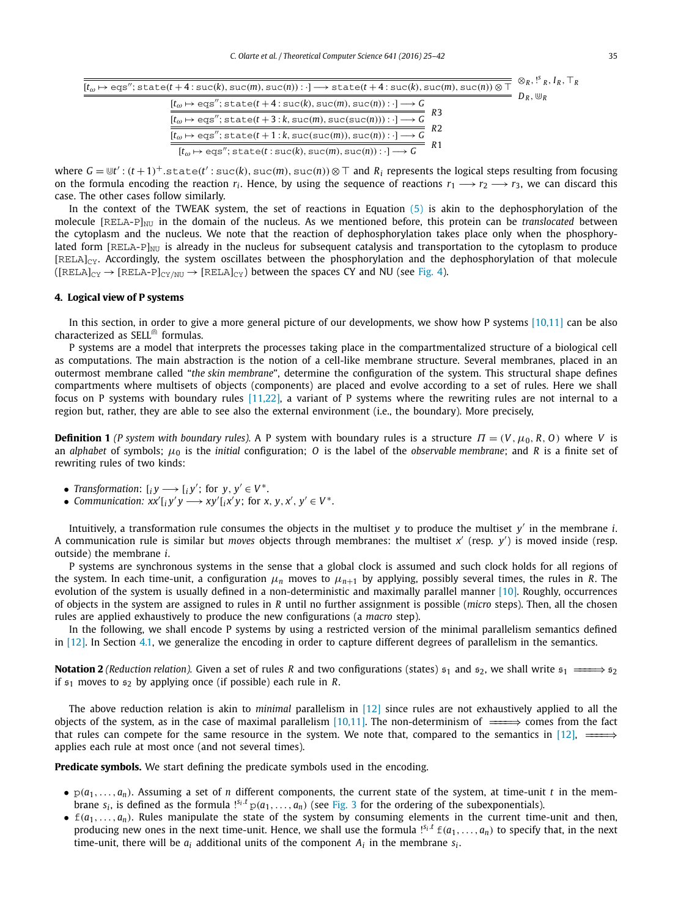$$
\cfrac{\cfrac{\cfrac{\cfrac{\cfrac{}{[t_\omega \mapsto \mathtt{eqs}''; \mathtt{state}(t+4 : \mathtt{suc}(k), \mathtt{suc}(m), \mathtt{suc}(n)) : \cdot] \longrightarrow \mathtt{state}(t+4 : \mathtt{suc}(k), \mathtt{suc}(m), \mathtt{suc}(n)) \otimes \top}\ \otimes_R, !^s{}_R, I_R, \top_R}{[t_\omega \mapsto \mathtt{eqs}''; \mathtt{state}(t+4 : \mathtt{suc}(k), \mathtt{suc}(m), \mathtt{suc}(n)) : \cdot] \longrightarrow G}\ D_R, \Cup_R}{[t_\omega \mapsto \mathtt{eqs}''; \mathtt{state}(t+3 : k, \mathtt{suc}(m), \mathtt{suc}(\mathtt{suc}(n))) : \cdot] \longrightarrow G}\ R3}{[t_\omega \mapsto \mathtt{eqs}''; \mathtt{state}(t+1 : k, \mathtt{suc}(\mathtt{suc}(m)), \mathtt{suc}(n)) : \cdot] \longrightarrow G}\ R2}{[t_\omega \mapsto \mathtt{eqs}''; \mathtt{state}(t : \mathtt{suc}(k), \mathtt{suc}(m), \mathtt{suc}(n)) : \cdot] \longrightarrow G}\ R1
$$

where $G = \Cup t' : (t+1)^+.\mathtt{state}(t' : \mathtt{suc}(k), \mathtt{suc}(m), \mathtt{suc}(n)) \otimes \top$ and $R_i$ represents the logical steps resulting from focusing on the formula encoding the reaction $r_i$. Hence, by using the sequence of reactions $r_1 \longrightarrow r_2 \longrightarrow r_3$, we can discard this case. The other cases follow similarly.

In the context of the TWEAK system, the set of reactions in Equation (5) is akin to the dephosphorylation of the molecule $[\mathtt{RELA\text{-}P}]_{\mathtt{NU}}$ in the domain of the nucleus. As we mentioned before, this protein can be *translocated* between the cytoplasm and the nucleus. We note that the reaction of dephosphorylation takes place only when the phosphorylated form $[\mathtt{RELA\text{-}P}]_{\mathtt{NU}}$ is already in the nucleus for subsequent catalysis and transportation to the cytoplasm to produce $[\mathtt{RELA}]_{\mathtt{CY}}$. Accordingly, the system oscillates between the phosphorylation and the dephosphorylation of that molecule ($[\mathtt{RELA}]_{\mathtt{CY}} \rightarrow [\mathtt{RELA\text{-}P}]_{\mathtt{CY/NU}} \rightarrow [\mathtt{RELA}]_{\mathtt{CY}}$) between the spaces CY and NU (see Fig. 4).

## 4. Logical view of P systems

In this section, in order to give a more general picture of our developments, we show how P systems [10,11] can be also characterized as SELL$^{\Cap}$ formulas.

P systems are a model that interprets the processes taking place in the compartmentalized structure of a biological cell as computations. The main abstraction is the notion of a cell-like membrane structure. Several membranes, placed in an outermost membrane called "*the skin membrane*", determine the configuration of the system. This structural shape defines compartments where multisets of objects (components) are placed and evolve according to a set of rules. Here we shall focus on P systems with boundary rules [11,22], a variant of P systems where the rewriting rules are not internal to a region but, rather, they are able to see also the external environment (i.e., the boundary). More precisely,

**Definition 1** *(P system with boundary rules).* A P system with boundary rules is a structure $\Pi = (V, \mu_0, R, O)$ where $V$ is an *alphabet* of symbols; $\mu_0$ is the *initial* configuration; $O$ is the label of the *observable membrane*; and $R$ is a finite set of rewriting rules of two kinds:

- *Transformation*: $[_i\, y \longrightarrow [_i\, y'$; for $y, y' \in V^*$.
- *Communication*: $xx'[_i\, y'y \longrightarrow xy'[_i\, x'y$; for $x, y, x', y' \in V^*$.

Intuitively, a transformation rule consumes the objects in the multiset $y$ to produce the multiset $y'$ in the membrane $i$. A communication rule is similar but *moves* objects through membranes: the multiset $x'$ (resp. $y'$) is moved inside (resp. outside) the membrane $i$.

P systems are synchronous systems in the sense that a global clock is assumed and such clock holds for all regions of the system. In each time-unit, a configuration $\mu_n$ moves to $\mu_{n+1}$ by applying, possibly several times, the rules in $R$. The evolution of the system is usually defined in a non-deterministic and maximally parallel manner [10]. Roughly, occurrences of objects in the system are assigned to rules in $R$ until no further assignment is possible (*micro* steps). Then, all the chosen rules are applied exhaustively to produce the new configurations (a *macro* step).

In the following, we shall encode P systems by using a restricted version of the minimal parallelism semantics defined in [12]. In Section 4.1, we generalize the encoding in order to capture different degrees of parallelism in the semantics.

**Notation 2** *(Reduction relation).* Given a set of rules $R$ and two configurations (states) $\mathfrak{s}_1$ and $\mathfrak{s}_2$, we shall write $\mathfrak{s}_1 \Longrightarrow \mathfrak{s}_2$ if $\mathfrak{s}_1$ moves to $\mathfrak{s}_2$ by applying (if possible) each rule in $R$.

The above reduction relation is akin to *minimal* parallelism in [12] since rules are not exhaustively applied to all the objects of the system, as in the case of maximal parallelism [10,11]. The non-determinism of $\Longrightarrow$ comes from the fact that rules can compete for the same resource in the system. We note that, compared to the semantics in [12], $\Longrightarrow$ applies each rule at most once (and not several times).

**Predicate symbols.** We start defining the predicate symbols used in the encoding.

- $\mathtt{p}(a_1, \ldots, a_n)$. Assuming a set of $n$ different components, the current state of the system, at time-unit $t$ in the membrane $s_i$, is defined as the formula $!^{s_i.t}\, \mathtt{p}(a_1, \ldots, a_n)$ (see Fig. 3 for the ordering of the subexponentials).
- $\mathtt{f}(a_1, \ldots, a_n)$. Rules manipulate the state of the system by consuming elements in the current time-unit and then, producing new ones in the next time-unit. Hence, we shall use the formula $!^{s_i.t}\, \mathtt{f}(a_1, \ldots, a_n)$ to specify that, in the next time-unit, there will be $a_i$ additional units of the component $A_i$ in the membrane $s_i$.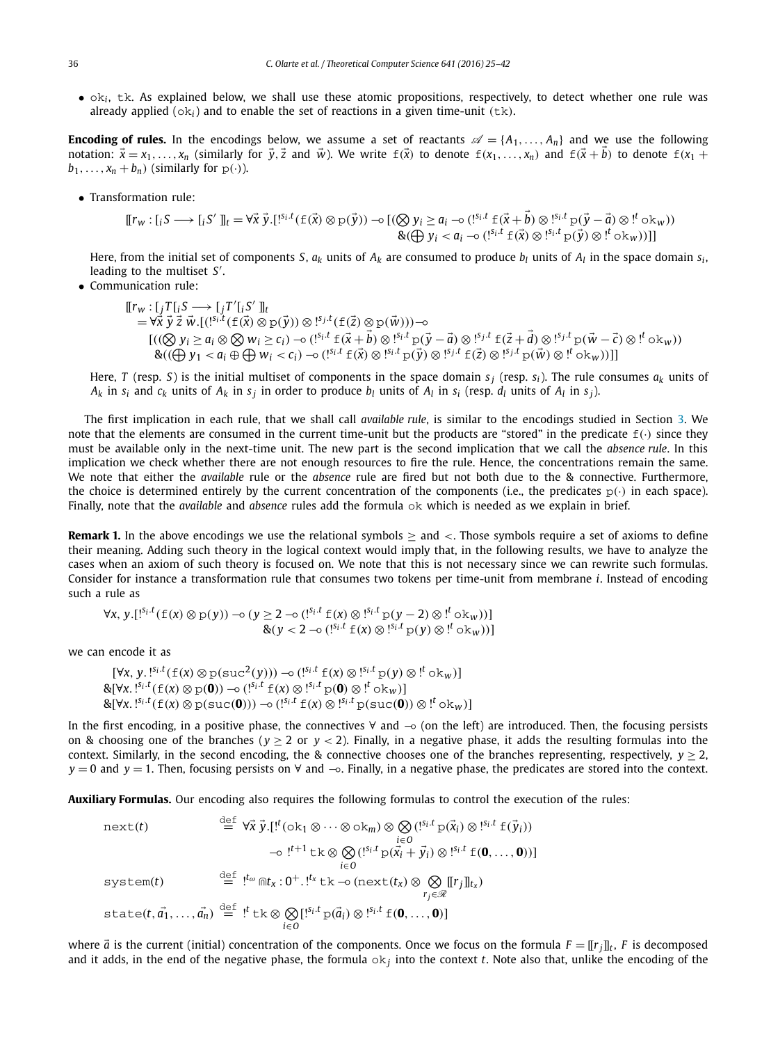- $\mathtt{ok}_i$, $\mathtt{tk}$. As explained below, we shall use these atomic propositions, respectively, to detect whether one rule was already applied ($\mathtt{ok}_i$) and to enable the set of reactions in a given time-unit ($\mathtt{tk}$).

**Encoding of rules.** In the encodings below, we assume a set of reactants $\mathscr{A} = \{A_1, \ldots, A_n\}$ and we use the following notation: $\vec{x} = x_1, \ldots, x_n$ (similarly for $\vec{y}, \vec{z}$ and $\vec{w}$). We write $\mathtt{f}(\vec{x})$ to denote $\mathtt{f}(x_1, \ldots, x_n)$ and $\mathtt{f}(\vec{x} + \vec{b})$ to denote $\mathtt{f}(x_1 + b_1, \ldots, x_n + b_n)$ (similarly for $\mathtt{p}(\cdot)$).

- Transformation rule:

$$[\![r_w : [_i S \longrightarrow [_i S'\ ]\!]_t = \forall \vec{x}\ \vec{y}.[!^{s_i.t}(\mathtt{f}(\vec{x}) \otimes \mathtt{p}(\vec{y})) \multimap [(\bigotimes y_i \geq a_i \multimap (!^{s_i.t}\ \mathtt{f}(\vec{x} + \vec{b}) \otimes !^{s_i.t}\ \mathtt{p}(\vec{y} - \vec{a}) \otimes !^t\ \mathtt{ok}_w))$$
$$\&(\bigoplus y_i < a_i \multimap (!^{s_i.t}\ \mathtt{f}(\vec{x}) \otimes !^{s_i.t}\ \mathtt{p}(\vec{y}) \otimes !^t\ \mathtt{ok}_w))]]$$

  Here, from the initial set of components $S$, $a_k$ units of $A_k$ are consumed to produce $b_l$ units of $A_l$ in the space domain $s_i$, leading to the multiset $S'$.

- Communication rule:

$$[\![r_w : [_j T [_i S \longrightarrow [_j T' [_i S'\ ]\!]_t$$
$$= \forall \vec{x}\ \vec{y}\ \vec{z}\ \vec{w}.[(!^{s_i.t}(\mathtt{f}(\vec{x}) \otimes \mathtt{p}(\vec{y})) \otimes !^{s_j.t}(\mathtt{f}(\vec{z}) \otimes \mathtt{p}(\vec{w}))) \multimap$$
$$[((\bigotimes y_i \geq a_i \otimes \bigotimes w_i \geq c_i) \multimap (!^{s_i.t}\ \mathtt{f}(\vec{x} + \vec{b}) \otimes !^{s_i.t}\ \mathtt{p}(\vec{y} - \vec{a}) \otimes !^{s_j.t}\ \mathtt{f}(\vec{z} + \vec{d}) \otimes !^{s_j.t}\ \mathtt{p}(\vec{w} - \vec{c}) \otimes !^t\ \mathtt{ok}_w))$$
$$\&((\bigoplus y_1 < a_i \oplus \bigoplus w_i < c_i) \multimap (!^{s_i.t}\ \mathtt{f}(\vec{x}) \otimes !^{s_i.t}\ \mathtt{p}(\vec{y}) \otimes !^{s_j.t}\ \mathtt{f}(\vec{z}) \otimes !^{s_j.t}\ \mathtt{p}(\vec{w}) \otimes !^t\ \mathtt{ok}_w))]]$$

  Here, $T$ (resp. $S$) is the initial multiset of components in the space domain $s_j$ (resp. $s_i$). The rule consumes $a_k$ units of $A_k$ in $s_i$ and $c_k$ units of $A_k$ in $s_j$ in order to produce $b_l$ units of $A_l$ in $s_i$ (resp. $d_l$ units of $A_l$ in $s_j$).

The first implication in each rule, that we shall call *available rule*, is similar to the encodings studied in Section 3. We note that the elements are consumed in the current time-unit but the products are "stored" in the predicate $\mathtt{f}(\cdot)$ since they must be available only in the next-time unit. The new part is the second implication that we call the *absence rule*. In this implication we check whether there are not enough resources to fire the rule. Hence, the concentrations remain the same. We note that either the *available* rule or the *absence* rule are fired but not both due to the & connective. Furthermore, the choice is determined entirely by the current concentration of the components (i.e., the predicates $\mathtt{p}(\cdot)$ in each space). Finally, note that the *available* and *absence* rules add the formula $\mathtt{ok}$ which is needed as we explain in brief.

**Remark 1.** In the above encodings we use the relational symbols $\geq$ and $<$. Those symbols require a set of axioms to define their meaning. Adding such theory in the logical context would imply that, in the following results, we have to analyze the cases when an axiom of such theory is focused on. We note that this is not necessary since we can rewrite such formulas. Consider for instance a transformation rule that consumes two tokens per time-unit from membrane $i$. Instead of encoding such a rule as

$$\forall x, y.[!^{s_i.t}(\mathtt{f}(x) \otimes \mathtt{p}(y)) \multimap (y \geq 2 \multimap (!^{s_i.t}\ \mathtt{f}(x) \otimes !^{s_i.t}\ \mathtt{p}(y-2) \otimes !^t\ \mathtt{ok}_w))]$$
$$\&(y < 2 \multimap (!^{s_i.t}\ \mathtt{f}(x) \otimes !^{s_i.t}\ \mathtt{p}(y) \otimes !^t\ \mathtt{ok}_w))]$$

we can encode it as

$$[\forall x, y.\ !^{s_i.t}(\mathtt{f}(x) \otimes \mathtt{p}(\mathtt{suc}^2(y))) \multimap (!^{s_i.t}\ \mathtt{f}(x) \otimes !^{s_i.t}\ \mathtt{p}(y) \otimes !^t\ \mathtt{ok}_w)]$$
$$\&[\forall x.\ !^{s_i.t}(\mathtt{f}(x) \otimes \mathtt{p}(\mathbf{0})) \multimap (!^{s_i.t}\ \mathtt{f}(x) \otimes !^{s_i.t}\ \mathtt{p}(\mathbf{0}) \otimes !^t\ \mathtt{ok}_w)]$$
$$\&[\forall x.\ !^{s_i.t}(\mathtt{f}(x) \otimes \mathtt{p}(\mathtt{suc}(\mathbf{0}))) \multimap (!^{s_i.t}\ \mathtt{f}(x) \otimes !^{s_i.t}\ \mathtt{p}(\mathtt{suc}(\mathbf{0})) \otimes !^t\ \mathtt{ok}_w)]$$

In the first encoding, in a positive phase, the connectives $\forall$ and $\multimap$ (on the left) are introduced. Then, the focusing persists on & choosing one of the branches ($y \geq 2$ or $y < 2$). Finally, in a negative phase, it adds the resulting formulas into the context. Similarly, in the second encoding, the & connective chooses one of the branches representing, respectively, $y \geq 2$, $y = 0$ and $y = 1$. Then, focusing persists on $\forall$ and $\multimap$. Finally, in a negative phase, the predicates are stored into the context.

**Auxiliary Formulas.** Our encoding also requires the following formulas to control the execution of the rules:

$$\mathtt{next}(t) \stackrel{\text{def}}{=} \forall \vec{x}\ \vec{y}.[!^t(\mathtt{ok}_1 \otimes \cdots \otimes \mathtt{ok}_m) \otimes \bigotimes_{i \in O}(!^{s_i.t}\ \mathtt{p}(\vec{x}_i) \otimes !^{s_i.t}\ \mathtt{f}(\vec{y}_i))$$
$$\multimap\ !^{t+1}\ \mathtt{tk} \otimes \bigotimes_{i \in O}(!^{s_i.t}\ \mathtt{p}(\vec{x}_i + \vec{y}_i) \otimes !^{s_i.t}\ \mathtt{f}(\mathbf{0}, \ldots, \mathbf{0}))]$$

$$\mathtt{system}(t) \stackrel{\text{def}}{=}\ !^{t_\omega} ⋒ t_x : 0^+.\ !^{t_x}\ \mathtt{tk} \multimap (\mathtt{next}(t_x) \otimes \bigotimes_{r_j \in \mathscr{R}} [\![r_j]\!]_{t_x})$$

$$\mathtt{state}(t, \vec{a_1}, \ldots, \vec{a_n}) \stackrel{\text{def}}{=}\ !^t\ \mathtt{tk} \otimes \bigotimes_{i \in O}[!^{s_i.t}\ \mathtt{p}(\vec{a_i}) \otimes !^{s_i.t}\ \mathtt{f}(\mathbf{0}, \ldots, \mathbf{0})]$$

where $\vec{a}$ is the current (initial) concentration of the components. Once we focus on the formula $F = [\![r_j]\!]_t$, $F$ is decomposed and it adds, in the end of the negative phase, the formula $\mathtt{ok}_j$ into the context $t$. Note also that, unlike the encoding of the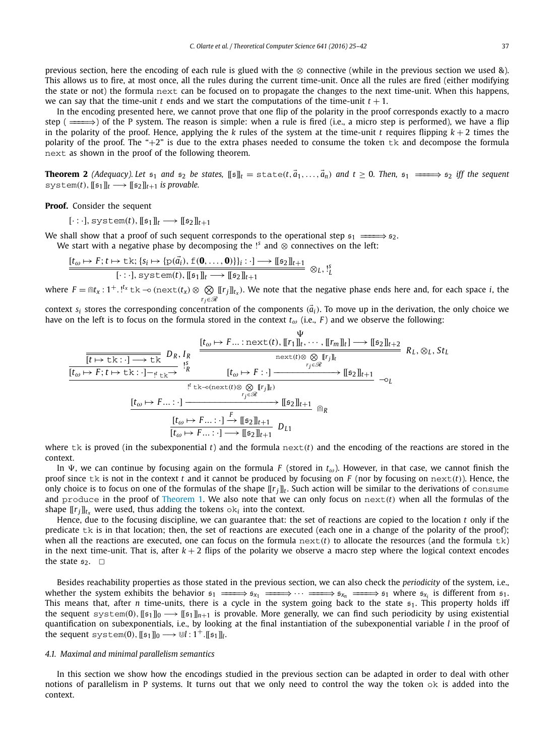previous section, here the encoding of each rule is glued with the $\otimes$ connective (while in the previous section we used &). This allows us to fire, at most once, all the rules during the current time-unit. Once all the rules are fired (either modifying the state or not) the formula $\mathtt{next}$ can be focused on to propagate the changes to the next time-unit. When this happens, we can say that the time-unit $t$ ends and we start the computations of the time-unit $t+1$.

In the encoding presented here, we cannot prove that one flip of the polarity in the proof corresponds exactly to a macro step ($\Longrightarrow$) of the P system. The reason is simple: when a rule is fired (i.e., a micro step is performed), we have a flip in the polarity of the proof. Hence, applying the $k$ rules of the system at the time-unit $t$ requires flipping $k+2$ times the polarity of the proof. The "+2" is due to the extra phases needed to consume the token $\mathtt{tk}$ and decompose the formula $\mathtt{next}$ as shown in the proof of the following theorem.

**Theorem 2** *(Adequacy). Let $\mathfrak{s}_1$ and $\mathfrak{s}_2$ be states, $[\![\mathfrak{s}]\!]_t = \mathtt{state}(t, \vec{a}_1, \ldots, \vec{a}_n)$ and $t \geq 0$. Then, $\mathfrak{s}_1 \Longrightarrow \mathfrak{s}_2$ iff the sequent $\mathtt{system}(t), [\![\mathfrak{s}_1]\!]_t \longrightarrow [\![\mathfrak{s}_2]\!]_{t+1}$ is provable.*

**Proof.** Consider the sequent

$$[\cdot : \cdot], \mathtt{system}(t), [\![\mathfrak{s}_1]\!]_t \longrightarrow [\![\mathfrak{s}_2]\!]_{t+1}$$

We shall show that a proof of such sequent corresponds to the operational step $\mathfrak{s}_1 \Longrightarrow \mathfrak{s}_2$.

We start with a negative phase by decomposing the $!^s$ and $\otimes$ connectives on the left:

$$\dfrac{[t_\omega \mapsto F; t \mapsto \mathtt{tk}; \{s_i \mapsto \{\mathtt{p}(\vec{a}_i), \mathtt{f}(\mathbf{0}, \ldots, \mathbf{0})\}\}_i : \cdot] \longrightarrow [\![\mathfrak{s}_2]\!]_{t+1}}{[\cdot : \cdot], \mathtt{system}(t), [\![\mathfrak{s}_1]\!]_t \longrightarrow [\![\mathfrak{s}_2]\!]_{t+1}} \ \otimes_L, !^s_L$$

where $F = \Cap t_x : 1^+ . !^{t_x}\, \mathtt{tk} \multimap (\mathtt{next}(t_x) \otimes \bigotimes_{r_j \in \mathscr{R}} [\![r_j]\!]_{t_x})$. We note that the negative phase ends here and, for each space $i$, the context $s_i$ stores the corresponding concentration of the components ($\vec{a}_i$). To move up in the derivation, the only choice we have on the left is to focus on the formula stored in the context $t_\omega$ (i.e., $F$) and we observe the following:

$$\dfrac{\dfrac{\dfrac{}{[t \mapsto \mathtt{tk} : \cdot] \longrightarrow \mathtt{tk}}\ D_R, I_R}{[t_\omega \mapsto F; t \mapsto \mathtt{tk} : \cdot] \xrightarrow{!^t \mathtt{tk}}}\ !^s_R \qquad \dfrac{\dfrac{\Psi}{[t_\omega \mapsto F \ldots : \mathtt{next}(t), [\![r_1]\!]_t, \cdots, [\![r_m]\!]_t] \longrightarrow [\![\mathfrak{s}_2]\!]_{t+2}}}{[t_\omega \mapsto F : \cdot] \xrightarrow{\mathtt{next}(t) \otimes \bigotimes_{r_j \in \mathscr{R}} [\![r_j]\!]_t} [\![\mathfrak{s}_2]\!]_{t+1}}\ R_L, \otimes_L, St_L}{\dfrac{[t_\omega \mapsto F \ldots : \cdot] \xrightarrow{!^t \mathtt{tk} \multimap (\mathtt{next}(t) \otimes \bigotimes_{r_j \in \mathscr{R}} [\![r_j]\!]_t)} [\![\mathfrak{s}_2]\!]_{t+1}}{\dfrac{[t_\omega \mapsto F \ldots : \cdot] \xrightarrow{F} [\![\mathfrak{s}_2]\!]_{t+1}}{[t_\omega \mapsto F \ldots : \cdot] \longrightarrow [\![\mathfrak{s}_2]\!]_{t+1}}\ D_{L1}}\ \Cap_R}\ \multimap_L$$

where $\mathtt{tk}$ is proved (in the subexponential $t$) and the formula $\mathtt{next}(t)$ and the encoding of the reactions are stored in the context.

In $\Psi$, we can continue by focusing again on the formula $F$ (stored in $t_\omega$). However, in that case, we cannot finish the proof since $\mathtt{tk}$ is not in the context $t$ and it cannot be produced by focusing on $F$ (nor by focusing on $\mathtt{next}(t)$). Hence, the only choice is to focus on one of the formulas of the shape $[\![r_j]\!]_t$. Such action will be similar to the derivations of $\mathtt{consume}$ and $\mathtt{produce}$ in the proof of Theorem 1. We also note that we can only focus on $\mathtt{next}(t)$ when all the formulas of the shape $[\![r_j]\!]_{t_x}$ were used, thus adding the tokens $\mathtt{ok}_i$ into the context.

Hence, due to the focusing discipline, we can guarantee that: the set of reactions are copied to the location $t$ only if the predicate $\mathtt{tk}$ is in that location; then, the set of reactions are executed (each one in a change of the polarity of the proof); when all the reactions are executed, one can focus on the formula $\mathtt{next}(t)$ to allocate the resources (and the formula $\mathtt{tk}$) in the next time-unit. That is, after $k+2$ flips of the polarity we observe a macro step where the logical context encodes the state $\mathfrak{s}_2$. $\square$

Besides reachability properties as those stated in the previous section, we can also check the *periodicity* of the system, i.e., whether the system exhibits the behavior $\mathfrak{s}_1 \Longrightarrow \mathfrak{s}_{x_1} \Longrightarrow \cdots \Longrightarrow \mathfrak{s}_{x_n} \Longrightarrow \mathfrak{s}_1$ where $\mathfrak{s}_{x_i}$ is different from $\mathfrak{s}_1$. This means that, after $n$ time-units, there is a cycle in the system going back to the state $\mathfrak{s}_1$. This property holds iff the sequent $\mathtt{system}(0), [\![\mathfrak{s}_1]\!]_0 \longrightarrow [\![\mathfrak{s}_1]\!]_{n+1}$ is provable. More generally, we can find such periodicity by using existential quantification on subexponentials, i.e., by looking at the final instantiation of the subexponential variable $l$ in the proof of the sequent $\mathtt{system}(0), [\![\mathfrak{s}_1]\!]_0 \longrightarrow \Cup l : 1^+ . [\![\mathfrak{s}_1]\!]_l$.

#### 4.1. Maximal and minimal parallelism semantics

In this section we show how the encodings studied in the previous section can be adapted in order to deal with other notions of parallelism in P systems. It turns out that we only need to control the way the token $\mathtt{ok}$ is added into the context.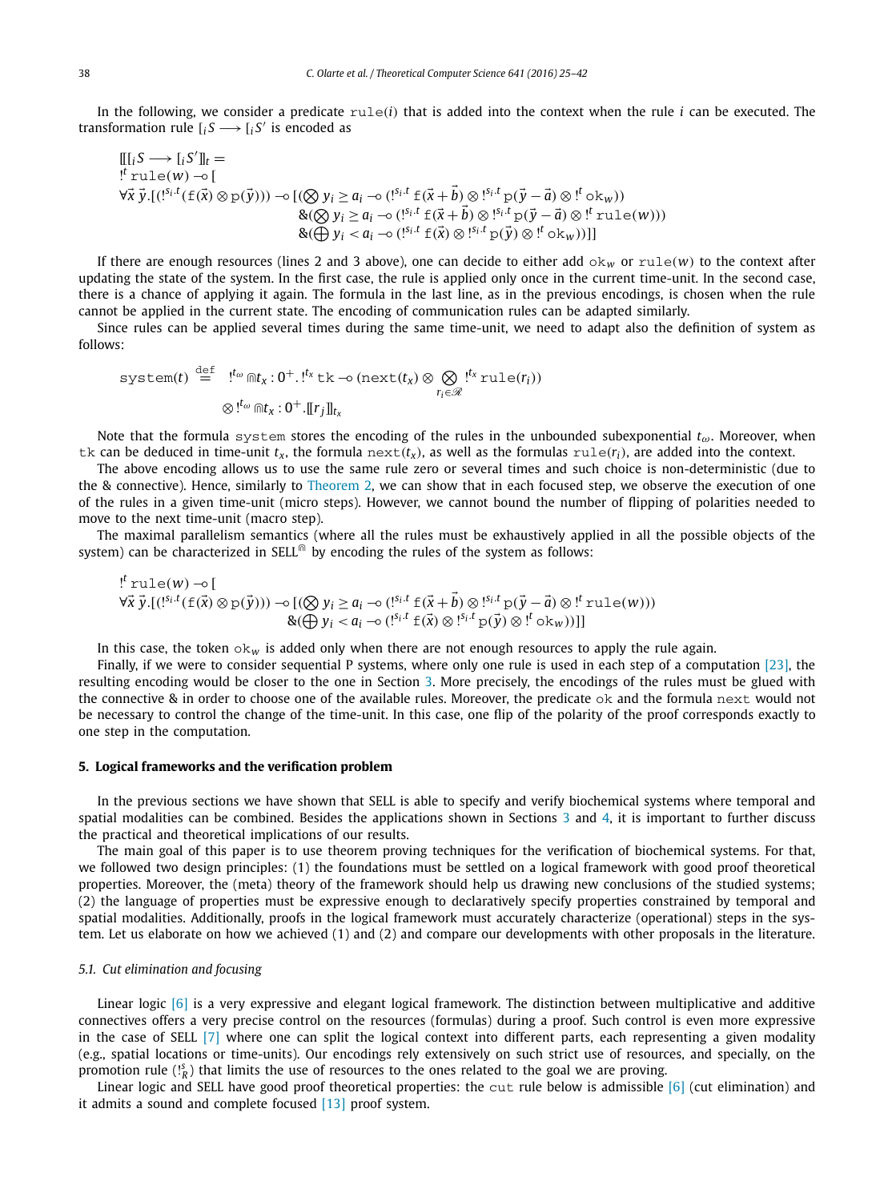In the following, we consider a predicate $\mathtt{rule}(i)$ that is added into the context when the rule $i$ can be executed. The transformation rule $[_i S \longrightarrow [_i S'$ is encoded as

$$
\begin{array}{l}
[\![ [_i S \longrightarrow [_i S' ]\!]_t = \\
!^t\, \mathtt{rule}(w) \multimap [ \\
\forall \vec{x}\, \vec{y}.[(!^{s_i.t}(\mathtt{f}(\vec{x}) \otimes \mathtt{p}(\vec{y}))) \multimap [(\bigotimes y_i \geq a_i \multimap (!^{s_i.t}\, \mathtt{f}(\vec{x}+\vec{b}) \otimes !^{s_i.t}\, \mathtt{p}(\vec{y}-\vec{a}) \otimes !^t\, \mathtt{ok}_w)) \\
\qquad\qquad\qquad\qquad\qquad\qquad\quad \&(\bigotimes y_i \geq a_i \multimap (!^{s_i.t}\, \mathtt{f}(\vec{x}+\vec{b}) \otimes !^{s_i.t}\, \mathtt{p}(\vec{y}-\vec{a}) \otimes !^t\, \mathtt{rule}(w))) \\
\qquad\qquad\qquad\qquad\qquad\qquad\quad \&(\bigoplus y_i < a_i \multimap (!^{s_i.t}\, \mathtt{f}(\vec{x}) \otimes !^{s_i.t}\, \mathtt{p}(\vec{y}) \otimes !^t\, \mathtt{ok}_w))]]
\end{array}
$$

If there are enough resources (lines 2 and 3 above), one can decide to either add $\mathtt{ok}_w$ or $\mathtt{rule}(w)$ to the context after updating the state of the system. In the first case, the rule is applied only once in the current time-unit. In the second case, there is a chance of applying it again. The formula in the last line, as in the previous encodings, is chosen when the rule cannot be applied in the current state. The encoding of communication rules can be adapted similarly.

Since rules can be applied several times during the same time-unit, we need to adapt also the definition of system as follows:

$$
\begin{array}{rl}
\mathtt{system}(t) \stackrel{\text{def}}{=} & !^{t_\omega} ⋒ t_x : 0^+ . !^{t_x}\, \mathtt{tk} \multimap (\mathtt{next}(t_x) \otimes \bigotimes_{r_i \in \mathscr{R}} !^{t_x}\, \mathtt{rule}(r_i)) \\
& \otimes\, !^{t_\omega} ⋒ t_x : 0^+ . [\![ r_j ]\!]_{t_x}
\end{array}
$$

Note that the formula $\mathtt{system}$ stores the encoding of the rules in the unbounded subexponential $t_\omega$. Moreover, when $\mathtt{tk}$ can be deduced in time-unit $t_x$, the formula $\mathtt{next}(t_x)$, as well as the formulas $\mathtt{rule}(r_i)$, are added into the context.

The above encoding allows us to use the same rule zero or several times and such choice is non-deterministic (due to the & connective). Hence, similarly to Theorem 2, we can show that in each focused step, we observe the execution of one of the rules in a given time-unit (micro steps). However, we cannot bound the number of flipping of polarities needed to move to the next time-unit (macro step).

The maximal parallelism semantics (where all the rules must be exhaustively applied in all the possible objects of the system) can be characterized in SELL$^{⋒}$ by encoding the rules of the system as follows:

$$
\begin{array}{l}
!^t\, \mathtt{rule}(w) \multimap [ \\
\forall \vec{x}\, \vec{y}.[(!^{s_i.t}(\mathtt{f}(\vec{x}) \otimes \mathtt{p}(\vec{y}))) \multimap [(\bigotimes y_i \geq a_i \multimap (!^{s_i.t}\, \mathtt{f}(\vec{x}+\vec{b}) \otimes !^{s_i.t}\, \mathtt{p}(\vec{y}-\vec{a}) \otimes !^t\, \mathtt{rule}(w))) \\
\qquad\qquad\qquad\qquad\qquad\qquad\quad \&(\bigoplus y_i < a_i \multimap (!^{s_i.t}\, \mathtt{f}(\vec{x}) \otimes !^{s_i.t}\, \mathtt{p}(\vec{y}) \otimes !^t\, \mathtt{ok}_w))]]
\end{array}
$$

In this case, the token $\mathtt{ok}_w$ is added only when there are not enough resources to apply the rule again.

Finally, if we were to consider sequential P systems, where only one rule is used in each step of a computation [23], the resulting encoding would be closer to the one in Section 3. More precisely, the encodings of the rules must be glued with the connective & in order to choose one of the available rules. Moreover, the predicate $\mathtt{ok}$ and the formula $\mathtt{next}$ would not be necessary to control the change of the time-unit. In this case, one flip of the polarity of the proof corresponds exactly to one step in the computation.

## 5. Logical frameworks and the verification problem

In the previous sections we have shown that SELL is able to specify and verify biochemical systems where temporal and spatial modalities can be combined. Besides the applications shown in Sections 3 and 4, it is important to further discuss the practical and theoretical implications of our results.

The main goal of this paper is to use theorem proving techniques for the verification of biochemical systems. For that, we followed two design principles: (1) the foundations must be settled on a logical framework with good proof theoretical properties. Moreover, the (meta) theory of the framework should help us drawing new conclusions of the studied systems; (2) the language of properties must be expressive enough to declaratively specify properties constrained by temporal and spatial modalities. Additionally, proofs in the logical framework must accurately characterize (operational) steps in the system. Let us elaborate on how we achieved (1) and (2) and compare our developments with other proposals in the literature.

### 5.1. Cut elimination and focusing

Linear logic [6] is a very expressive and elegant logical framework. The distinction between multiplicative and additive connectives offers a very precise control on the resources (formulas) during a proof. Such control is even more expressive in the case of SELL [7] where one can split the logical context into different parts, each representing a given modality (e.g., spatial locations or time-units). Our encodings rely extensively on such strict use of resources, and specially, on the promotion rule ($!^s_R$) that limits the use of resources to the ones related to the goal we are proving.

Linear logic and SELL have good proof theoretical properties: the $\mathtt{cut}$ rule below is admissible [6] (cut elimination) and it admits a sound and complete focused [13] proof system.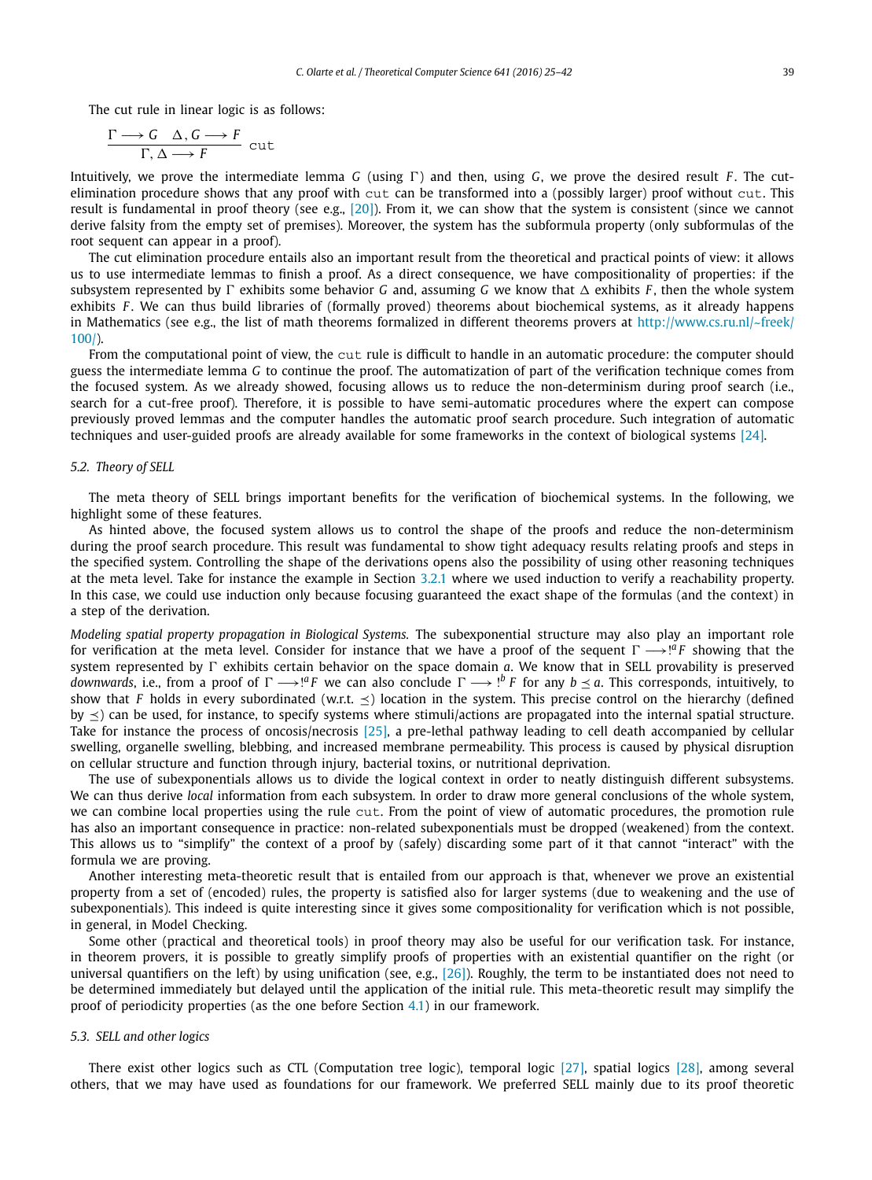The cut rule in linear logic is as follows:

$$\frac{\Gamma \longrightarrow G \quad \Delta, G \longrightarrow F}{\Gamma, \Delta \longrightarrow F} \; \texttt{cut}$$

Intuitively, we prove the intermediate lemma $G$ (using $\Gamma$) and then, using $G$, we prove the desired result $F$. The cut-elimination procedure shows that any proof with `cut` can be transformed into a (possibly larger) proof without `cut`. This result is fundamental in proof theory (see e.g., [20]). From it, we can show that the system is consistent (since we cannot derive falsity from the empty set of premises). Moreover, the system has the subformula property (only subformulas of the root sequent can appear in a proof).

The cut elimination procedure entails also an important result from the theoretical and practical points of view: it allows us to use intermediate lemmas to finish a proof. As a direct consequence, we have compositionality of properties: if the subsystem represented by $\Gamma$ exhibits some behavior $G$ and, assuming $G$ we know that $\Delta$ exhibits $F$, then the whole system exhibits $F$. We can thus build libraries of (formally proved) theorems about biochemical systems, as it already happens in Mathematics (see e.g., the list of math theorems formalized in different theorems provers at http://www.cs.ru.nl/~freek/100/).

From the computational point of view, the `cut` rule is difficult to handle in an automatic procedure: the computer should guess the intermediate lemma $G$ to continue the proof. The automatization of part of the verification technique comes from the focused system. As we already showed, focusing allows us to reduce the non-determinism during proof search (i.e., search for a cut-free proof). Therefore, it is possible to have semi-automatic procedures where the expert can compose previously proved lemmas and the computer handles the automatic proof search procedure. Such integration of automatic techniques and user-guided proofs are already available for some frameworks in the context of biological systems [24].

### 5.2. Theory of SELL

The meta theory of SELL brings important benefits for the verification of biochemical systems. In the following, we highlight some of these features.

As hinted above, the focused system allows us to control the shape of the proofs and reduce the non-determinism during the proof search procedure. This result was fundamental to show tight adequacy results relating proofs and steps in the specified system. Controlling the shape of the derivations opens also the possibility of using other reasoning techniques at the meta level. Take for instance the example in Section 3.2.1 where we used induction to verify a reachability property. In this case, we could use induction only because focusing guaranteed the exact shape of the formulas (and the context) in a step of the derivation.

*Modeling spatial property propagation in Biological Systems.* The subexponential structure may also play an important role for verification at the meta level. Consider for instance that we have a proof of the sequent $\Gamma \longrightarrow !^a F$ showing that the system represented by $\Gamma$ exhibits certain behavior on the space domain $a$. We know that in SELL provability is preserved *downwards*, i.e., from a proof of $\Gamma \longrightarrow !^a F$ we can also conclude $\Gamma \longrightarrow !^b F$ for any $b \preceq a$. This corresponds, intuitively, to show that $F$ holds in every subordinated (w.r.t. $\preceq$) location in the system. This precise control on the hierarchy (defined by $\preceq$) can be used, for instance, to specify systems where stimuli/actions are propagated into the internal spatial structure. Take for instance the process of oncosis/necrosis [25], a pre-lethal pathway leading to cell death accompanied by cellular swelling, organelle swelling, blebbing, and increased membrane permeability. This process is caused by physical disruption on cellular structure and function through injury, bacterial toxins, or nutritional deprivation.

The use of subexponentials allows us to divide the logical context in order to neatly distinguish different subsystems. We can thus derive *local* information from each subsystem. In order to draw more general conclusions of the whole system, we can combine local properties using the rule `cut`. From the point of view of automatic procedures, the promotion rule has also an important consequence in practice: non-related subexponentials must be dropped (weakened) from the context. This allows us to "simplify" the context of a proof by (safely) discarding some part of it that cannot "interact" with the formula we are proving.

Another interesting meta-theoretic result that is entailed from our approach is that, whenever we prove an existential property from a set of (encoded) rules, the property is satisfied also for larger systems (due to weakening and the use of subexponentials). This indeed is quite interesting since it gives some compositionality for verification which is not possible, in general, in Model Checking.

Some other (practical and theoretical tools) in proof theory may also be useful for our verification task. For instance, in theorem provers, it is possible to greatly simplify proofs of properties with an existential quantifier on the right (or universal quantifiers on the left) by using unification (see, e.g., [26]). Roughly, the term to be instantiated does not need to be determined immediately but delayed until the application of the initial rule. This meta-theoretic result may simplify the proof of periodicity properties (as the one before Section 4.1) in our framework.

### 5.3. SELL and other logics

There exist other logics such as CTL (Computation tree logic), temporal logic [27], spatial logics [28], among several others, that we may have used as foundations for our framework. We preferred SELL mainly due to its proof theoretic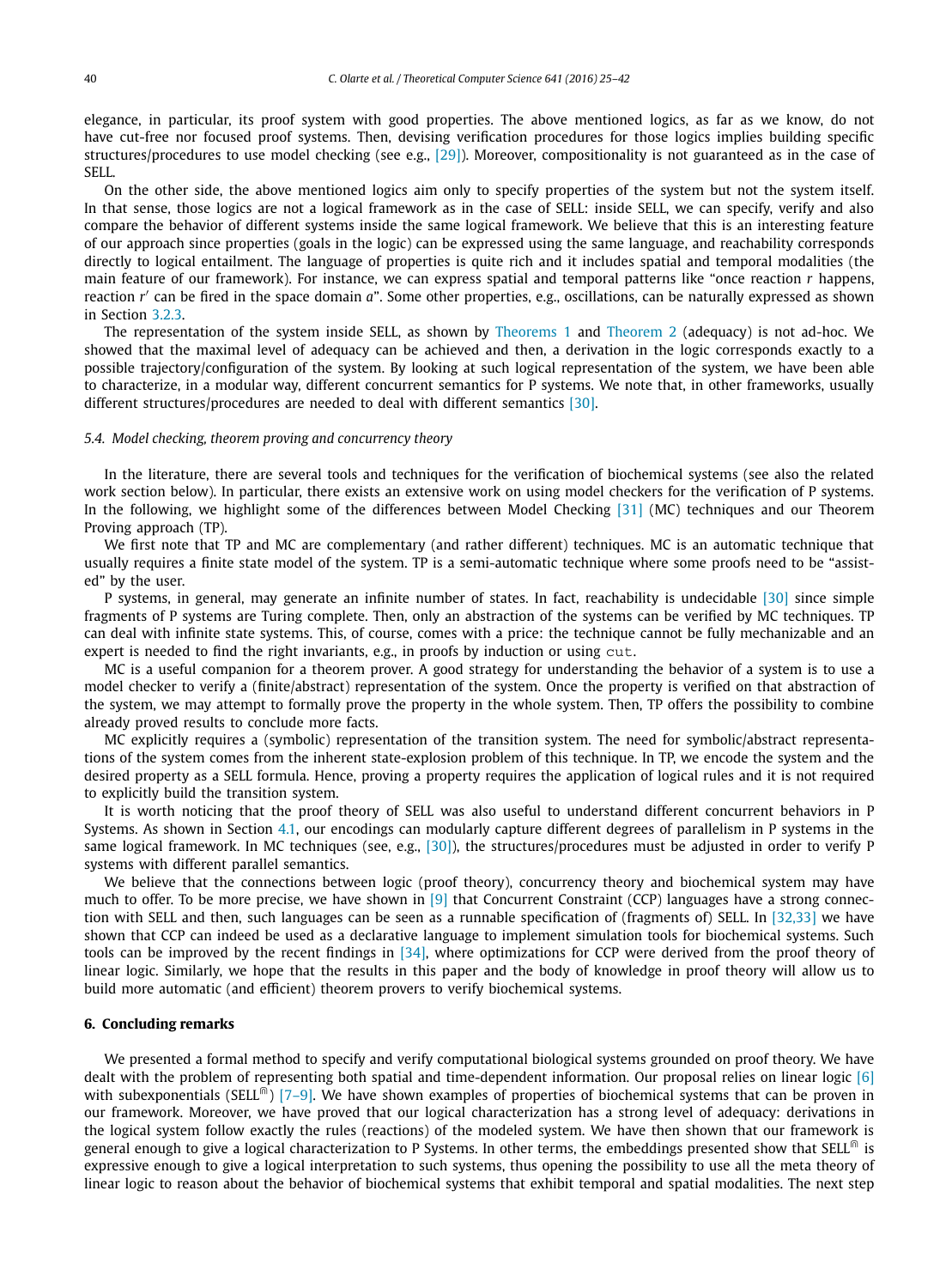elegance, in particular, its proof system with good properties. The above mentioned logics, as far as we know, do not have cut-free nor focused proof systems. Then, devising verification procedures for those logics implies building specific structures/procedures to use model checking (see e.g., [29]). Moreover, compositionality is not guaranteed as in the case of SELL.

On the other side, the above mentioned logics aim only to specify properties of the system but not the system itself. In that sense, those logics are not a logical framework as in the case of SELL: inside SELL, we can specify, verify and also compare the behavior of different systems inside the same logical framework. We believe that this is an interesting feature of our approach since properties (goals in the logic) can be expressed using the same language, and reachability corresponds directly to logical entailment. The language of properties is quite rich and it includes spatial and temporal modalities (the main feature of our framework). For instance, we can express spatial and temporal patterns like "once reaction $r$ happens, reaction $r'$ can be fired in the space domain $a$". Some other properties, e.g., oscillations, can be naturally expressed as shown in Section 3.2.3.

The representation of the system inside SELL, as shown by Theorems 1 and Theorem 2 (adequacy) is not ad-hoc. We showed that the maximal level of adequacy can be achieved and then, a derivation in the logic corresponds exactly to a possible trajectory/configuration of the system. By looking at such logical representation of the system, we have been able to characterize, in a modular way, different concurrent semantics for P systems. We note that, in other frameworks, usually different structures/procedures are needed to deal with different semantics [30].

### 5.4. Model checking, theorem proving and concurrency theory

In the literature, there are several tools and techniques for the verification of biochemical systems (see also the related work section below). In particular, there exists an extensive work on using model checkers for the verification of P systems. In the following, we highlight some of the differences between Model Checking [31] (MC) techniques and our Theorem Proving approach (TP).

We first note that TP and MC are complementary (and rather different) techniques. MC is an automatic technique that usually requires a finite state model of the system. TP is a semi-automatic technique where some proofs need to be "assisted" by the user.

P systems, in general, may generate an infinite number of states. In fact, reachability is undecidable [30] since simple fragments of P systems are Turing complete. Then, only an abstraction of the systems can be verified by MC techniques. TP can deal with infinite state systems. This, of course, comes with a price: the technique cannot be fully mechanizable and an expert is needed to find the right invariants, e.g., in proofs by induction or using `cut`.

MC is a useful companion for a theorem prover. A good strategy for understanding the behavior of a system is to use a model checker to verify a (finite/abstract) representation of the system. Once the property is verified on that abstraction of the system, we may attempt to formally prove the property in the whole system. Then, TP offers the possibility to combine already proved results to conclude more facts.

MC explicitly requires a (symbolic) representation of the transition system. The need for symbolic/abstract representations of the system comes from the inherent state-explosion problem of this technique. In TP, we encode the system and the desired property as a SELL formula. Hence, proving a property requires the application of logical rules and it is not required to explicitly build the transition system.

It is worth noticing that the proof theory of SELL was also useful to understand different concurrent behaviors in P Systems. As shown in Section 4.1, our encodings can modularly capture different degrees of parallelism in P systems in the same logical framework. In MC techniques (see, e.g., [30]), the structures/procedures must be adjusted in order to verify P systems with different parallel semantics.

We believe that the connections between logic (proof theory), concurrency theory and biochemical system may have much to offer. To be more precise, we have shown in [9] that Concurrent Constraint (CCP) languages have a strong connection with SELL and then, such languages can be seen as a runnable specification of (fragments of) SELL. In [32,33] we have shown that CCP can indeed be used as a declarative language to implement simulation tools for biochemical systems. Such tools can be improved by the recent findings in [34], where optimizations for CCP were derived from the proof theory of linear logic. Similarly, we hope that the results in this paper and the body of knowledge in proof theory will allow us to build more automatic (and efficient) theorem provers to verify biochemical systems.

## 6. Concluding remarks

We presented a formal method to specify and verify computational biological systems grounded on proof theory. We have dealt with the problem of representing both spatial and time-dependent information. Our proposal relies on linear logic [6] with subexponentials ($\text{SELL}^{\Cap}$) [7–9]. We have shown examples of properties of biochemical systems that can be proven in our framework. Moreover, we have proved that our logical characterization has a strong level of adequacy: derivations in the logical system follow exactly the rules (reactions) of the modeled system. We have then shown that our framework is general enough to give a logical characterization to P Systems. In other terms, the embeddings presented show that $\text{SELL}^{\Cap}$ is expressive enough to give a logical interpretation to such systems, thus opening the possibility to use all the meta theory of linear logic to reason about the behavior of biochemical systems that exhibit temporal and spatial modalities. The next step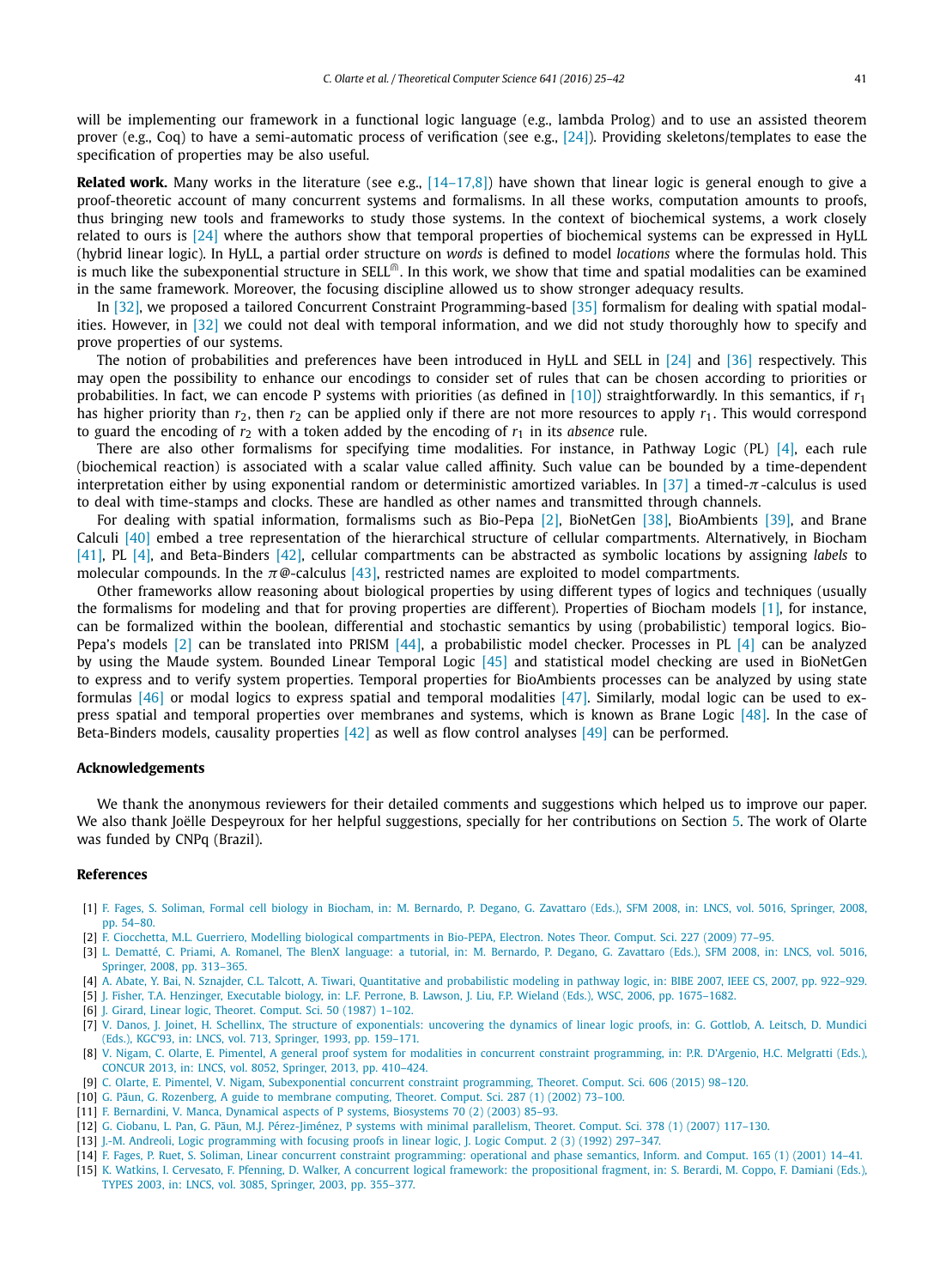will be implementing our framework in a functional logic language (e.g., lambda Prolog) and to use an assisted theorem prover (e.g., Coq) to have a semi-automatic process of verification (see e.g., [24]). Providing skeletons/templates to ease the specification of properties may be also useful.

**Related work.** Many works in the literature (see e.g., [14–17,8]) have shown that linear logic is general enough to give a proof-theoretic account of many concurrent systems and formalisms. In all these works, computation amounts to proofs, thus bringing new tools and frameworks to study those systems. In the context of biochemical systems, a work closely related to ours is [24] where the authors show that temporal properties of biochemical systems can be expressed in HyLL (hybrid linear logic). In HyLL, a partial order structure on *words* is defined to model *locations* where the formulas hold. This is much like the subexponential structure in SELL$^{⋒}$. In this work, we show that time and spatial modalities can be examined in the same framework. Moreover, the focusing discipline allowed us to show stronger adequacy results.

In [32], we proposed a tailored Concurrent Constraint Programming-based [35] formalism for dealing with spatial modalities. However, in [32] we could not deal with temporal information, and we did not study thoroughly how to specify and prove properties of our systems.

The notion of probabilities and preferences have been introduced in HyLL and SELL in [24] and [36] respectively. This may open the possibility to enhance our encodings to consider set of rules that can be chosen according to priorities or probabilities. In fact, we can encode P systems with priorities (as defined in [10]) straightforwardly. In this semantics, if $r_1$ has higher priority than $r_2$, then $r_2$ can be applied only if there are not more resources to apply $r_1$. This would correspond to guard the encoding of $r_2$ with a token added by the encoding of $r_1$ in its *absence* rule.

There are also other formalisms for specifying time modalities. For instance, in Pathway Logic (PL) [4], each rule (biochemical reaction) is associated with a scalar value called affinity. Such value can be bounded by a time-dependent interpretation either by using exponential random or deterministic amortized variables. In [37] a timed-$\pi$-calculus is used to deal with time-stamps and clocks. These are handled as other names and transmitted through channels.

For dealing with spatial information, formalisms such as Bio-Pepa [2], BioNetGen [38], BioAmbients [39], and Brane Calculi [40] embed a tree representation of the hierarchical structure of cellular compartments. Alternatively, in Biocham [41], PL [4], and Beta-Binders [42], cellular compartments can be abstracted as symbolic locations by assigning *labels* to molecular compounds. In the $\pi$@-calculus [43], restricted names are exploited to model compartments.

Other frameworks allow reasoning about biological properties by using different types of logics and techniques (usually the formalisms for modeling and that for proving properties are different). Properties of Biocham models [1], for instance, can be formalized within the boolean, differential and stochastic semantics by using (probabilistic) temporal logics. Bio-Pepa's models [2] can be translated into PRISM [44], a probabilistic model checker. Processes in PL [4] can be analyzed by using the Maude system. Bounded Linear Temporal Logic [45] and statistical model checking are used in BioNetGen to express and to verify system properties. Temporal properties for BioAmbients processes can be analyzed by using state formulas [46] or modal logics to express spatial and temporal modalities [47]. Similarly, modal logic can be used to express spatial and temporal properties over membranes and systems, which is known as Brane Logic [48]. In the case of Beta-Binders models, causality properties [42] as well as flow control analyses [49] can be performed.

## Acknowledgements

We thank the anonymous reviewers for their detailed comments and suggestions which helped us to improve our paper. We also thank Joëlle Despeyroux for her helpful suggestions, specially for her contributions on Section 5. The work of Olarte was funded by CNPq (Brazil).

## References

[1] F. Fages, S. Soliman, Formal cell biology in Biocham, in: M. Bernardo, P. Degano, G. Zavattaro (Eds.), SFM 2008, in: LNCS, vol. 5016, Springer, 2008, pp. 54–80.

[2] F. Ciocchetta, M.L. Guerriero, Modelling biological compartments in Bio-PEPA, Electron. Notes Theor. Comput. Sci. 227 (2009) 77–95.

[3] L. Dematté, C. Priami, A. Romanel, The BlenX language: a tutorial, in: M. Bernardo, P. Degano, G. Zavattaro (Eds.), SFM 2008, in: LNCS, vol. 5016, Springer, 2008, pp. 313–365.

[4] A. Abate, Y. Bai, N. Sznajder, C.L. Talcott, A. Tiwari, Quantitative and probabilistic modeling in pathway logic, in: BIBE 2007, IEEE CS, 2007, pp. 922–929.

[5] J. Fisher, T.A. Henzinger, Executable biology, in: L.F. Perrone, B. Lawson, J. Liu, F.P. Wieland (Eds.), WSC, 2006, pp. 1675–1682.

[6] J. Girard, Linear logic, Theoret. Comput. Sci. 50 (1987) 1–102.

[7] V. Danos, J. Joinet, H. Schellinx, The structure of exponentials: uncovering the dynamics of linear logic proofs, in: G. Gottlob, A. Leitsch, D. Mundici (Eds.), KGC'93, in: LNCS, vol. 713, Springer, 1993, pp. 159–171.

[8] V. Nigam, C. Olarte, E. Pimentel, A general proof system for modalities in concurrent constraint programming, in: P.R. D'Argenio, H.C. Melgratti (Eds.), CONCUR 2013, in: LNCS, vol. 8052, Springer, 2013, pp. 410–424.

[9] C. Olarte, E. Pimentel, V. Nigam, Subexponential concurrent constraint programming, Theoret. Comput. Sci. 606 (2015) 98–120.

[10] G. Păun, G. Rozenberg, A guide to membrane computing, Theoret. Comput. Sci. 287 (1) (2002) 73–100.

[11] F. Bernardini, V. Manca, Dynamical aspects of P systems, Biosystems 70 (2) (2003) 85–93.

[12] G. Ciobanu, L. Pan, G. Păun, M.J. Pérez-Jiménez, P systems with minimal parallelism, Theoret. Comput. Sci. 378 (1) (2007) 117–130.

[13] J.-M. Andreoli, Logic programming with focusing proofs in linear logic, J. Logic Comput. 2 (3) (1992) 297–347.

[14] F. Fages, P. Ruet, S. Soliman, Linear concurrent constraint programming: operational and phase semantics, Inform. and Comput. 165 (1) (2001) 14–41.

[15] K. Watkins, I. Cervesato, F. Pfenning, D. Walker, A concurrent logical framework: the propositional fragment, in: S. Berardi, M. Coppo, F. Damiani (Eds.), TYPES 2003, in: LNCS, vol. 3085, Springer, 2003, pp. 355–377.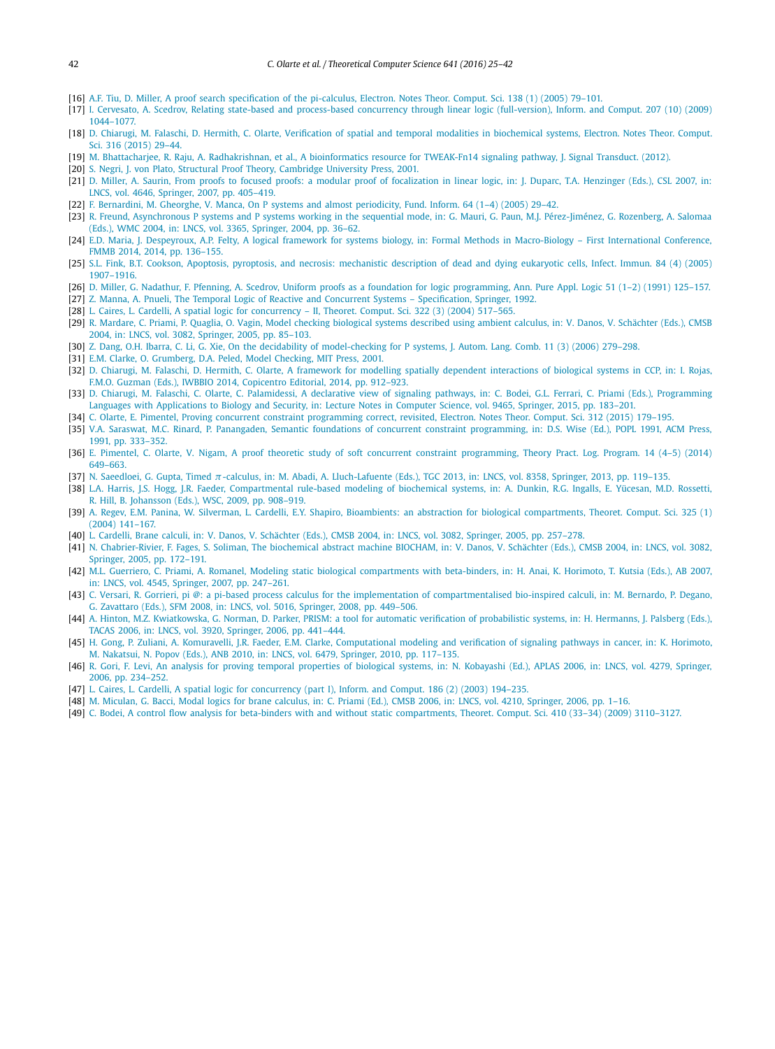[16] A.F. Tiu, D. Miller, A proof search specification of the pi-calculus, Electron. Notes Theor. Comput. Sci. 138 (1) (2005) 79–101.

[17] I. Cervesato, A. Scedrov, Relating state-based and process-based concurrency through linear logic (full-version), Inform. and Comput. 207 (10) (2009) 1044–1077.

[18] D. Chiarugi, M. Falaschi, D. Hermith, C. Olarte, Verification of spatial and temporal modalities in biochemical systems, Electron. Notes Theor. Comput. Sci. 316 (2015) 29–44.

[19] M. Bhattacharjee, R. Raju, A. Radhakrishnan, et al., A bioinformatics resource for TWEAK-Fn14 signaling pathway, J. Signal Transduct. (2012).

[20] S. Negri, J. von Plato, Structural Proof Theory, Cambridge University Press, 2001.

[21] D. Miller, A. Saurin, From proofs to focused proofs: a modular proof of focalization in linear logic, in: J. Duparc, T.A. Henzinger (Eds.), CSL 2007, in: LNCS, vol. 4646, Springer, 2007, pp. 405–419.

[22] F. Bernardini, M. Gheorghe, V. Manca, On P systems and almost periodicity, Fund. Inform. 64 (1–4) (2005) 29–42.

[23] R. Freund, Asynchronous P systems and P systems working in the sequential mode, in: G. Mauri, G. Paun, M.J. Pérez-Jiménez, G. Rozenberg, A. Salomaa (Eds.), WMC 2004, in: LNCS, vol. 3365, Springer, 2004, pp. 36–62.

[24] E.D. Maria, J. Despeyroux, A.P. Felty, A logical framework for systems biology, in: Formal Methods in Macro-Biology – First International Conference, FMMB 2014, 2014, pp. 136–155.

[25] S.L. Fink, B.T. Cookson, Apoptosis, pyroptosis, and necrosis: mechanistic description of dead and dying eukaryotic cells, Infect. Immun. 84 (4) (2005) 1907–1916.

[26] D. Miller, G. Nadathur, F. Pfenning, A. Scedrov, Uniform proofs as a foundation for logic programming, Ann. Pure Appl. Logic 51 (1–2) (1991) 125–157.

[27] Z. Manna, A. Pnueli, The Temporal Logic of Reactive and Concurrent Systems – Specification, Springer, 1992.

[28] L. Caires, L. Cardelli, A spatial logic for concurrency – II, Theoret. Comput. Sci. 322 (3) (2004) 517–565.

[29] R. Mardare, C. Priami, P. Quaglia, O. Vagin, Model checking biological systems described using ambient calculus, in: V. Danos, V. Schächter (Eds.), CMSB 2004, in: LNCS, vol. 3082, Springer, 2005, pp. 85–103.

[30] Z. Dang, O.H. Ibarra, C. Li, G. Xie, On the decidability of model-checking for P systems, J. Autom. Lang. Comb. 11 (3) (2006) 279–298.

[31] E.M. Clarke, O. Grumberg, D.A. Peled, Model Checking, MIT Press, 2001.

[32] D. Chiarugi, M. Falaschi, D. Hermith, C. Olarte, A framework for modelling spatially dependent interactions of biological systems in CCP, in: I. Rojas, F.M.O. Guzman (Eds.), IWBBIO 2014, Copicentro Editorial, 2014, pp. 912–923.

[33] D. Chiarugi, M. Falaschi, C. Olarte, C. Palamidessi, A declarative view of signaling pathways, in: C. Bodei, G.L. Ferrari, C. Priami (Eds.), Programming Languages with Applications to Biology and Security, in: Lecture Notes in Computer Science, vol. 9465, Springer, 2015, pp. 183–201.

[34] C. Olarte, E. Pimentel, Proving concurrent constraint programming correct, revisited, Electron. Notes Theor. Comput. Sci. 312 (2015) 179–195.

[35] V.A. Saraswat, M.C. Rinard, P. Panangaden, Semantic foundations of concurrent constraint programming, in: D.S. Wise (Ed.), POPL 1991, ACM Press, 1991, pp. 333–352.

[36] E. Pimentel, C. Olarte, V. Nigam, A proof theoretic study of soft concurrent constraint programming, Theory Pract. Log. Program. 14 (4–5) (2014) 649–663.

[37] N. Saeedloei, G. Gupta, Timed $\pi$-calculus, in: M. Abadi, A. Lluch-Lafuente (Eds.), TGC 2013, in: LNCS, vol. 8358, Springer, 2013, pp. 119–135.

[38] L.A. Harris, J.S. Hogg, J.R. Faeder, Compartmental rule-based modeling of biochemical systems, in: A. Dunkin, R.G. Ingalls, E. Yücesan, M.D. Rossetti, R. Hill, B. Johansson (Eds.), WSC, 2009, pp. 908–919.

[39] A. Regev, E.M. Panina, W. Silverman, L. Cardelli, E.Y. Shapiro, Bioambients: an abstraction for biological compartments, Theoret. Comput. Sci. 325 (1) (2004) 141–167.

[40] L. Cardelli, Brane calculi, in: V. Danos, V. Schächter (Eds.), CMSB 2004, in: LNCS, vol. 3082, Springer, 2005, pp. 257–278.

[41] N. Chabrier-Rivier, F. Fages, S. Soliman, The biochemical abstract machine BIOCHAM, in: V. Danos, V. Schächter (Eds.), CMSB 2004, in: LNCS, vol. 3082, Springer, 2005, pp. 172–191.

[42] M.L. Guerriero, C. Priami, A. Romanel, Modeling static biological compartments with beta-binders, in: H. Anai, K. Horimoto, T. Kutsia (Eds.), AB 2007, in: LNCS, vol. 4545, Springer, 2007, pp. 247–261.

[43] C. Versari, R. Gorrieri, pi @: a pi-based process calculus for the implementation of compartmentalised bio-inspired calculi, in: M. Bernardo, P. Degano, G. Zavattaro (Eds.), SFM 2008, in: LNCS, vol. 5016, Springer, 2008, pp. 449–506.

[44] A. Hinton, M.Z. Kwiatkowska, G. Norman, D. Parker, PRISM: a tool for automatic verification of probabilistic systems, in: H. Hermanns, J. Palsberg (Eds.), TACAS 2006, in: LNCS, vol. 3920, Springer, 2006, pp. 441–444.

[45] H. Gong, P. Zuliani, A. Komuravelli, J.R. Faeder, E.M. Clarke, Computational modeling and verification of signaling pathways in cancer, in: K. Horimoto, M. Nakatsui, N. Popov (Eds.), ANB 2010, in: LNCS, vol. 6479, Springer, 2010, pp. 117–135.

[46] R. Gori, F. Levi, An analysis for proving temporal properties of biological systems, in: N. Kobayashi (Ed.), APLAS 2006, in: LNCS, vol. 4279, Springer, 2006, pp. 234–252.

[47] L. Caires, L. Cardelli, A spatial logic for concurrency (part I), Inform. and Comput. 186 (2) (2003) 194–235.

[48] M. Miculan, G. Bacci, Modal logics for brane calculus, in: C. Priami (Ed.), CMSB 2006, in: LNCS, vol. 4210, Springer, 2006, pp. 1–16.

[49] C. Bodei, A control flow analysis for beta-binders with and without static compartments, Theoret. Comput. Sci. 410 (33–34) (2009) 3110–3127.